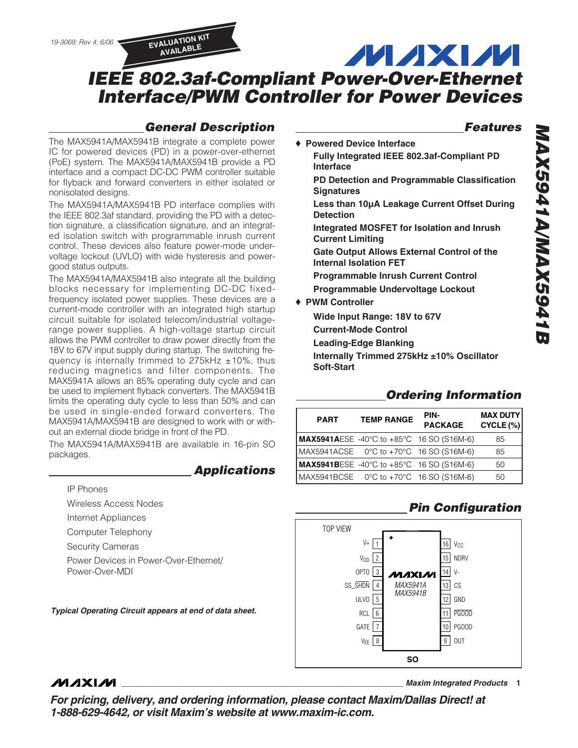19-3069; Rev 4; 6/06

EVALUATION KIT AVAILABLE

# IEEE 802.3af-Compliant Power-Over-Ethernet Interface/PWM Controller for Power Devices

## General Description

The MAX5941A/MAX5941B integrate a complete power IC for powered devices (PD) in a power-over-ethernet (PoE) system. The MAX5941A/MAX5941B provide a PD interface and a compact DC-DC PWM controller suitable for flyback and forward converters in either isolated or nonisolated designs.

The MAX5941A/MAX5941B PD interface complies with the IEEE 802.3af standard, providing the PD with a detection signature, a classification signature, and an integrated isolation switch with programmable inrush current control. These devices also feature power-mode undervoltage lockout (UVLO) with wide hysteresis and power-good status outputs.

The MAX5941A/MAX5941B also integrate all the building blocks necessary for implementing DC-DC fixed-frequency isolated power supplies. These devices are a current-mode controller with an integrated high startup circuit suitable for isolated telecom/industrial voltage-range power supplies. A high-voltage startup circuit allows the PWM controller to draw power directly from the 18V to 67V input supply during startup. The switching frequency is internally trimmed to 275kHz ±10%, thus reducing magnetics and filter components. The MAX5941A allows an 85% operating duty cycle and can be used to implement flyback converters. The MAX5941B limits the operating duty cycle to less than 50% and can be used in single-ended forward converters. The MAX5941A/MAX5941B are designed to work with or without an external diode bridge in front of the PD.

The MAX5941A/MAX5941B are available in 16-pin SO packages.

## Applications

- IP Phones
- Wireless Access Nodes
- Internet Appliances
- Computer Telephony
- Security Cameras
- Power Devices in Power-Over-Ethernet/Power-Over-MDI

***Typical Operating Circuit appears at end of data sheet.***

## Features

- **Powered Device Interface**
  - **Fully Integrated IEEE 802.3af-Compliant PD Interface**
  - **PD Detection and Programmable Classification Signatures**
  - **Less than 10µA Leakage Current Offset During Detection**
  - **Integrated MOSFET for Isolation and Inrush Current Limiting**
  - **Gate Output Allows External Control of the Internal Isolation FET**
  - **Programmable Inrush Current Control**
  - **Programmable Undervoltage Lockout**
- **PWM Controller**
  - **Wide Input Range: 18V to 67V**
  - **Current-Mode Control**
  - **Leading-Edge Blanking**
  - **Internally Trimmed 275kHz ±10% Oscillator**
  - **Soft-Start**

## Ordering Information

| PART | TEMP RANGE | PIN-PACKAGE | MAX DUTY CYCLE (%) |
|---|---|---|---|
| **MAX5941A**ESE | -40°C to +85°C | 16 SO (S16M-6) | 85 |
| MAX5941ACSE | 0°C to +70°C | 16 SO (S16M-6) | 85 |
| **MAX5941B**ESE | -40°C to +85°C | 16 SO (S16M-6) | 50 |
| MAX5941BCSE | 0°C to +70°C | 16 SO (S16M-6) | 50 |

## Pin Configuration

TOP VIEW

MAX5941A
MAX5941B

| Pin | Name | Pin | Name |
|---|---|---|---|
| 1 | V+ | 16 | $V_{CC}$ |
| 2 | $V_{DD}$ | 15 | NDRV |
| 3 | OPTO | 14 | V- |
| 4 | SS_SHDN | 13 | CS |
| 5 | ULVO | 12 | GND |
| 6 | RCL | 11 | PGOOD (active low) |
| 7 | GATE | 10 | PGOOD |
| 8 | $V_{EE}$ | 9 | OUT |

SO

***For pricing, delivery, and ordering information, please contact Maxim/Dallas Direct! at 1-888-629-4642, or visit Maxim's website at www.maxim-ic.com.***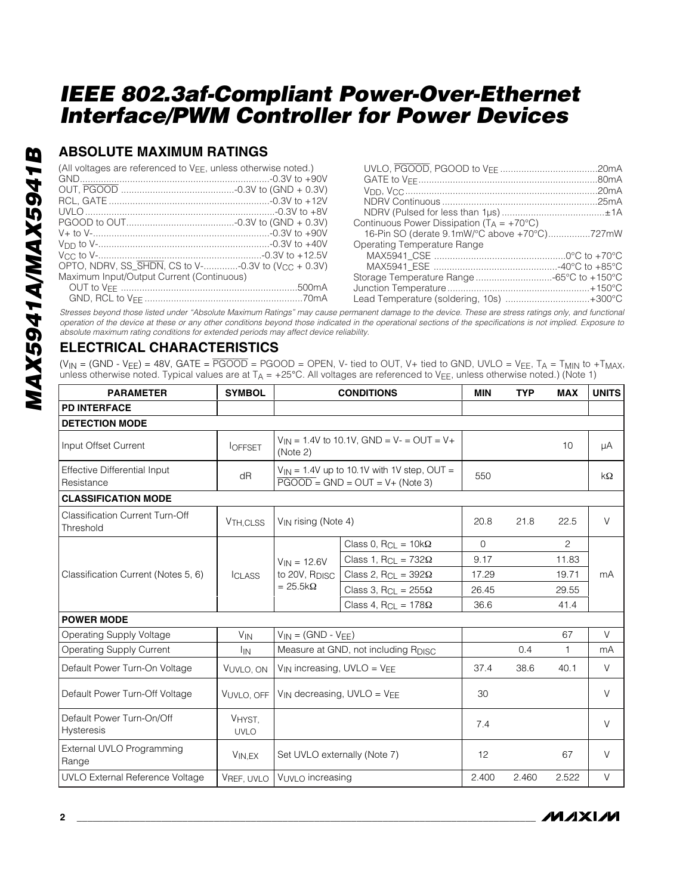## ABSOLUTE MAXIMUM RATINGS

(All voltages are referenced to $V_{EE}$, unless otherwise noted.)

GND....................................................................-0.3V to +90V
OUT, $\overline{PGOOD}$ ..........................................-0.3V to (GND + 0.3V)
RCL, GATE ............................................................-0.3V to +12V
UVLO ......................................................................-0.3V to +8V
PGOOD to OUT........................................-0.3V to (GND + 0.3V)
V+ to V-.................................................................-0.3V to +90V
$V_{DD}$ to V-.................................................................-0.3V to +40V
$V_{CC}$ to V-...............................................................-0.3V to +12.5V
OPTO, NDRV, SS_$\overline{SHDN}$, CS to V-.............-0.3V to ($V_{CC}$ + 0.3V)
Maximum Input/Output Current (Continuous)
OUT to $V_{EE}$ ..................................................................500mA
GND, RCL to $V_{EE}$ ...........................................................70mA
UVLO, $\overline{PGOOD}$, PGOOD to $V_{EE}$ .....................................20mA
GATE to $V_{EE}$ ...................................................................80mA
$V_{DD}$, $V_{CC}$ ........................................................................20mA
NDRV Continuous ...........................................................25mA
NDRV (Pulsed for less than 1µs) .......................................±1A
Continuous Power Dissipation ($T_A$ = +70°C)
16-Pin SO (derate 9.1mW/°C above +70°C)................727mW
Operating Temperature Range
MAX5941_CSE .................................................0°C to +70°C
MAX5941_ESE ..............................................-40°C to +85°C
Storage Temperature Range .............................-65°C to +150°C
Junction Temperature......................................................+150°C
Lead Temperature (soldering, 10s) ................................+300°C

*Stresses beyond those listed under "Absolute Maximum Ratings" may cause permanent damage to the device. These are stress ratings only, and functional operation of the device at these or any other conditions beyond those indicated in the operational sections of the specifications is not implied. Exposure to absolute maximum rating conditions for extended periods may affect device reliability.*

## ELECTRICAL CHARACTERISTICS

($V_{IN}$ = (GND - $V_{EE}$) = 48V, GATE = $\overline{PGOOD}$ = PGOOD = OPEN, V- tied to OUT, V+ tied to GND, UVLO = $V_{EE}$, $T_A$ = $T_{MIN}$ to +$T_{MAX}$, unless otherwise noted. Typical values are at $T_A$ = +25°C. All voltages are referenced to $V_{EE}$, unless otherwise noted.) (Note 1)

| PARAMETER | SYMBOL | CONDITIONS | | MIN | TYP | MAX | UNITS |
|---|---|---|---|---|---|---|---|
| **PD INTERFACE** | | | | | | | |
| **DETECTION MODE** | | | | | | | |
| Input Offset Current | $I_{OFFSET}$ | $V_{IN}$ = 1.4V to 10.1V, GND = V- = OUT = V+ (Note 2) | | | | 10 | µA |
| Effective Differential Input Resistance | dR | $V_{IN}$ = 1.4V up to 10.1V with 1V step, OUT = $\overline{PGOOD}$ = GND = OUT = V+ (Note 3) | | 550 | | | kΩ |
| **CLASSIFICATION MODE** | | | | | | | |
| Classification Current Turn-Off Threshold | $V_{TH,CLSS}$ | $V_{IN}$ rising (Note 4) | | 20.8 | 21.8 | 22.5 | V |
| Classification Current (Notes 5, 6) | $I_{CLASS}$ | $V_{IN}$ = 12.6V to 20V, $R_{DISC}$ = 25.5kΩ | Class 0, $R_{CL}$ = 10kΩ | 0 | | 2 | mA |
| | | | Class 1, $R_{CL}$ = 732Ω | 9.17 | | 11.83 | |
| | | | Class 2, $R_{CL}$ = 392Ω | 17.29 | | 19.71 | |
| | | | Class 3, $R_{CL}$ = 255Ω | 26.45 | | 29.55 | |
| | | | Class 4, $R_{CL}$ = 178Ω | 36.6 | | 41.4 | |
| **POWER MODE** | | | | | | | |
| Operating Supply Voltage | $V_{IN}$ | $V_{IN}$ = (GND - $V_{EE}$) | | | | 67 | V |
| Operating Supply Current | $I_{IN}$ | Measure at GND, not including $R_{DISC}$ | | | 0.4 | 1 | mA |
| Default Power Turn-On Voltage | $V_{UVLO, ON}$ | $V_{IN}$ increasing, UVLO = $V_{EE}$ | | 37.4 | 38.6 | 40.1 | V |
| Default Power Turn-Off Voltage | $V_{UVLO, OFF}$ | $V_{IN}$ decreasing, UVLO = $V_{EE}$ | | 30 | | | V |
| Default Power Turn-On/Off Hysteresis | $V_{HYST, UVLO}$ | | | 7.4 | | | V |
| External UVLO Programming Range | $V_{IN,EX}$ | Set UVLO externally (Note 7) | | 12 | | 67 | V |
| UVLO External Reference Voltage | $V_{REF, UVLO}$ | $V_{UVLO}$ increasing | | 2.400 | 2.460 | 2.522 | V |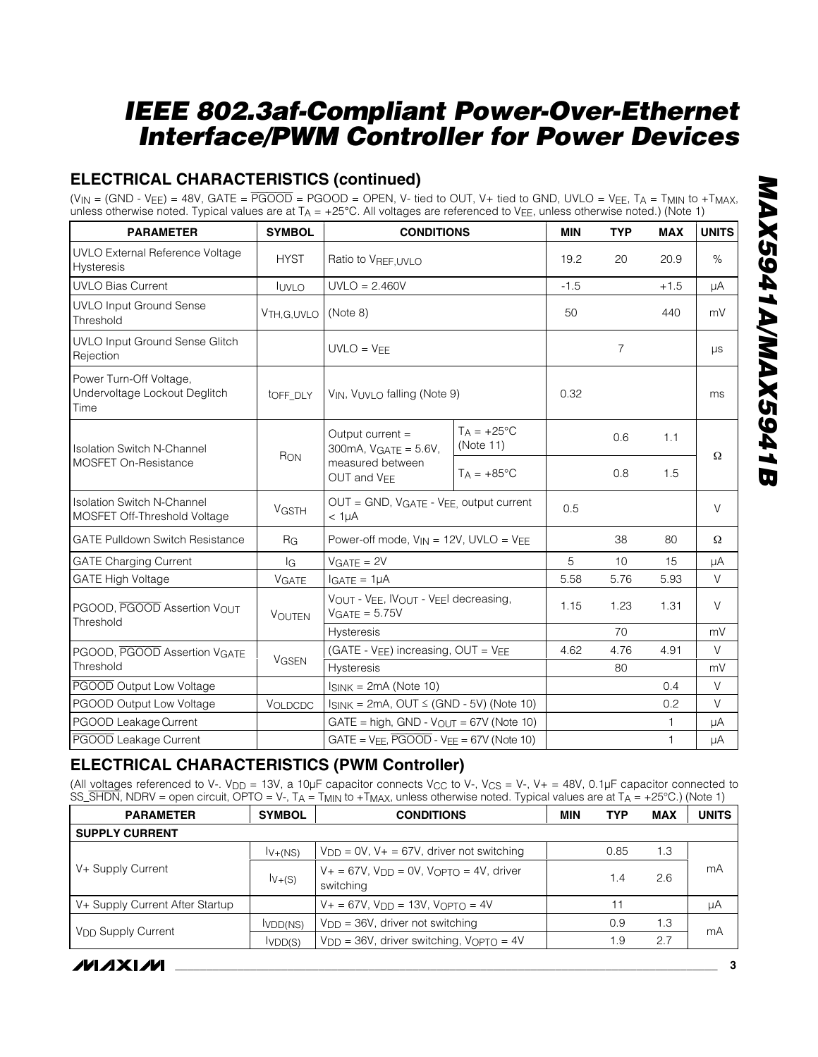## ELECTRICAL CHARACTERISTICS (continued)

($V_{IN}$ = (GND - $V_{EE}$) = 48V, GATE = $\overline{PGOOD}$ = PGOOD = OPEN, V- tied to OUT, V+ tied to GND, UVLO = $V_{EE}$, $T_A$ = $T_{MIN}$ to $+T_{MAX}$, unless otherwise noted. Typical values are at $T_A$ = +25°C. All voltages are referenced to $V_{EE}$, unless otherwise noted.) (Note 1)

| PARAMETER | SYMBOL | CONDITIONS | | MIN | TYP | MAX | UNITS |
|---|---|---|---|---|---|---|---|
| UVLO External Reference Voltage Hysteresis | HYST | Ratio to $V_{REF,UVLO}$ | | 19.2 | 20 | 20.9 | % |
| UVLO Bias Current | $I_{UVLO}$ | UVLO = 2.460V | | -1.5 | | +1.5 | µA |
| UVLO Input Ground Sense Threshold | $V_{TH,G,UVLO}$ | (Note 8) | | 50 | | 440 | mV |
| UVLO Input Ground Sense Glitch Rejection | | UVLO = $V_{EE}$ | | | 7 | | µs |
| Power Turn-Off Voltage, Undervoltage Lockout Deglitch Time | $t_{OFF\_DLY}$ | $V_{IN}$, $V_{UVLO}$ falling (Note 9) | | 0.32 | | | ms |
| Isolation Switch N-Channel MOSFET On-Resistance | $R_{ON}$ | Output current = 300mA, $V_{GATE}$ = 5.6V, measured between OUT and $V_{EE}$ | $T_A$ = +25°C (Note 11) | | 0.6 | 1.1 | Ω |
| | | | $T_A$ = +85°C | | 0.8 | 1.5 | |
| Isolation Switch N-Channel MOSFET Off-Threshold Voltage | $V_{GSTH}$ | OUT = GND, $V_{GATE}$ - $V_{EE}$, output current < 1µA | | 0.5 | | | V |
| GATE Pulldown Switch Resistance | $R_G$ | Power-off mode, $V_{IN}$ = 12V, UVLO = $V_{EE}$ | | | 38 | 80 | Ω |
| GATE Charging Current | $I_G$ | $V_{GATE}$ = 2V | | 5 | 10 | 15 | µA |
| GATE High Voltage | $V_{GATE}$ | $I_{GATE}$ = 1µA | | 5.58 | 5.76 | 5.93 | V |
| PGOOD, $\overline{PGOOD}$ Assertion $V_{OUT}$ Threshold | $V_{OUTEN}$ | $V_{OUT}$ - $V_{EE}$, \|$V_{OUT}$ - $V_{EE}$\| decreasing, $V_{GATE}$ = 5.75V | | 1.15 | 1.23 | 1.31 | V |
| | | Hysteresis | | | 70 | | mV |
| PGOOD, $\overline{PGOOD}$ Assertion $V_{GATE}$ Threshold | $V_{GSEN}$ | (GATE - $V_{EE}$) increasing, OUT = $V_{EE}$ | | 4.62 | 4.76 | 4.91 | V |
| | | Hysteresis | | | 80 | | mV |
| $\overline{PGOOD}$ Output Low Voltage | | $I_{SINK}$ = 2mA (Note 10) | | | | 0.4 | V |
| PGOOD Output Low Voltage | $V_{OLDCDC}$ | $I_{SINK}$ = 2mA, OUT ≤ (GND - 5V) (Note 10) | | | | 0.2 | V |
| PGOOD Leakage Current | | GATE = high, GND - $V_{OUT}$ = 67V (Note 10) | | | | 1 | µA |
| $\overline{PGOOD}$ Leakage Current | | GATE = $V_{EE}$, $\overline{PGOOD}$ - $V_{EE}$ = 67V (Note 10) | | | | 1 | µA |

## ELECTRICAL CHARACTERISTICS (PWM Controller)

(All voltages referenced to V-. $V_{DD}$ = 13V, a 10µF capacitor connects $V_{CC}$ to V-, $V_{CS}$ = V-, V+ = 48V, 0.1µF capacitor connected to $\overline{SS\_SHDN}$, NDRV = open circuit, OPTO = V-, $T_A$ = $T_{MIN}$ to $+T_{MAX}$, unless otherwise noted. Typical values are at $T_A$ = +25°C.) (Note 1)

| PARAMETER | SYMBOL | CONDITIONS | MIN | TYP | MAX | UNITS |
|---|---|---|---|---|---|---|
| **SUPPLY CURRENT** | | | | | | |
| V+ Supply Current | $I_{V+(NS)}$ | $V_{DD}$ = 0V, V+ = 67V, driver not switching | | 0.85 | 1.3 | mA |
| | $I_{V+(S)}$ | V+ = 67V, $V_{DD}$ = 0V, $V_{OPTO}$ = 4V, driver switching | | 1.4 | 2.6 | |
| V+ Supply Current After Startup | | V+ = 67V, $V_{DD}$ = 13V, $V_{OPTO}$ = 4V | | 11 | | µA |
| $V_{DD}$ Supply Current | $I_{VDD(NS)}$ | $V_{DD}$ = 36V, driver not switching | | 0.9 | 1.3 | mA |
| | $I_{VDD(S)}$ | $V_{DD}$ = 36V, driver switching, $V_{OPTO}$ = 4V | | 1.9 | 2.7 | |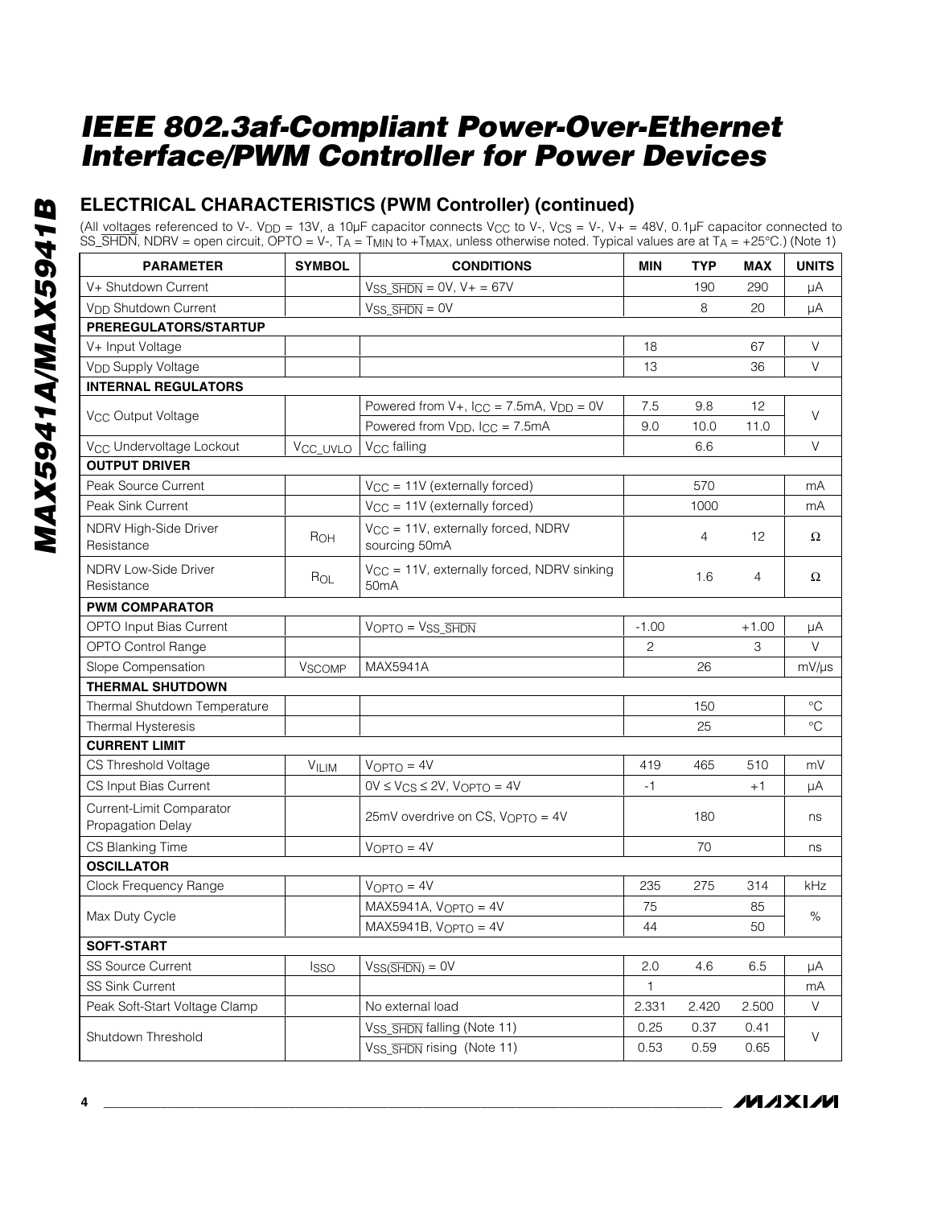# IEEE 802.3af-Compliant Power-Over-Ethernet Interface/PWM Controller for Power Devices

## ELECTRICAL CHARACTERISTICS (PWM Controller) (continued)

(All voltages referenced to V-. $V_{DD}$ = 13V, a 10µF capacitor connects $V_{CC}$ to V-, $V_{CS}$ = V-, V+ = 48V, 0.1µF capacitor connected to SS_SHDN, NDRV = open circuit, OPTO = V-, $T_A$ = $T_{MIN}$ to $+T_{MAX}$, unless otherwise noted. Typical values are at $T_A$ = +25°C.) (Note 1)

| PARAMETER | SYMBOL | CONDITIONS | MIN | TYP | MAX | UNITS |
|---|---|---|---|---|---|---|
| V+ Shutdown Current | | $V_{SS\_SHDN}$ = 0V, V+ = 67V | | 190 | 290 | µA |
| $V_{DD}$ Shutdown Current | | $V_{SS\_SHDN}$ = 0V | | 8 | 20 | µA |
| **PREREGULATORS/STARTUP** | | | | | | |
| V+ Input Voltage | | | 18 | | 67 | V |
| $V_{DD}$ Supply Voltage | | | 13 | | 36 | V |
| **INTERNAL REGULATORS** | | | | | | |
| $V_{CC}$ Output Voltage | | Powered from V+, $I_{CC}$ = 7.5mA, $V_{DD}$ = 0V | 7.5 | 9.8 | 12 | V |
| | | Powered from $V_{DD}$, $I_{CC}$ = 7.5mA | 9.0 | 10.0 | 11.0 | |
| $V_{CC}$ Undervoltage Lockout | $V_{CC\_UVLO}$ | $V_{CC}$ falling | | 6.6 | | V |
| **OUTPUT DRIVER** | | | | | | |
| Peak Source Current | | $V_{CC}$ = 11V (externally forced) | | 570 | | mA |
| Peak Sink Current | | $V_{CC}$ = 11V (externally forced) | | 1000 | | mA |
| NDRV High-Side Driver Resistance | $R_{OH}$ | $V_{CC}$ = 11V, externally forced, NDRV sourcing 50mA | | 4 | 12 | Ω |
| NDRV Low-Side Driver Resistance | $R_{OL}$ | $V_{CC}$ = 11V, externally forced, NDRV sinking 50mA | | 1.6 | 4 | Ω |
| **PWM COMPARATOR** | | | | | | |
| OPTO Input Bias Current | | $V_{OPTO}$ = $V_{SS\_SHDN}$ | -1.00 | | +1.00 | µA |
| OPTO Control Range | | | 2 | | 3 | V |
| Slope Compensation | $V_{SCOMP}$ | MAX5941A | | 26 | | mV/µs |
| **THERMAL SHUTDOWN** | | | | | | |
| Thermal Shutdown Temperature | | | | 150 | | °C |
| Thermal Hysteresis | | | | 25 | | °C |
| **CURRENT LIMIT** | | | | | | |
| CS Threshold Voltage | $V_{ILIM}$ | $V_{OPTO}$ = 4V | 419 | 465 | 510 | mV |
| CS Input Bias Current | | 0V ≤ $V_{CS}$ ≤ 2V, $V_{OPTO}$ = 4V | -1 | | +1 | µA |
| Current-Limit Comparator Propagation Delay | | 25mV overdrive on CS, $V_{OPTO}$ = 4V | | 180 | | ns |
| CS Blanking Time | | $V_{OPTO}$ = 4V | | 70 | | ns |
| **OSCILLATOR** | | | | | | |
| Clock Frequency Range | | $V_{OPTO}$ = 4V | 235 | 275 | 314 | kHz |
| Max Duty Cycle | | MAX5941A, $V_{OPTO}$ = 4V | 75 | | 85 | % |
| | | MAX5941B, $V_{OPTO}$ = 4V | 44 | | 50 | |
| **SOFT-START** | | | | | | |
| SS Source Current | $I_{SSO}$ | $V_{SS(\overline{SHDN})}$ = 0V | 2.0 | 4.6 | 6.5 | µA |
| SS Sink Current | | | 1 | | | mA |
| Peak Soft-Start Voltage Clamp | | No external load | 2.331 | 2.420 | 2.500 | V |
| Shutdown Threshold | | $V_{SS\_SHDN}$ falling (Note 11) | 0.25 | 0.37 | 0.41 | V |
| | | $V_{SS\_SHDN}$ rising (Note 11) | 0.53 | 0.59 | 0.65 | |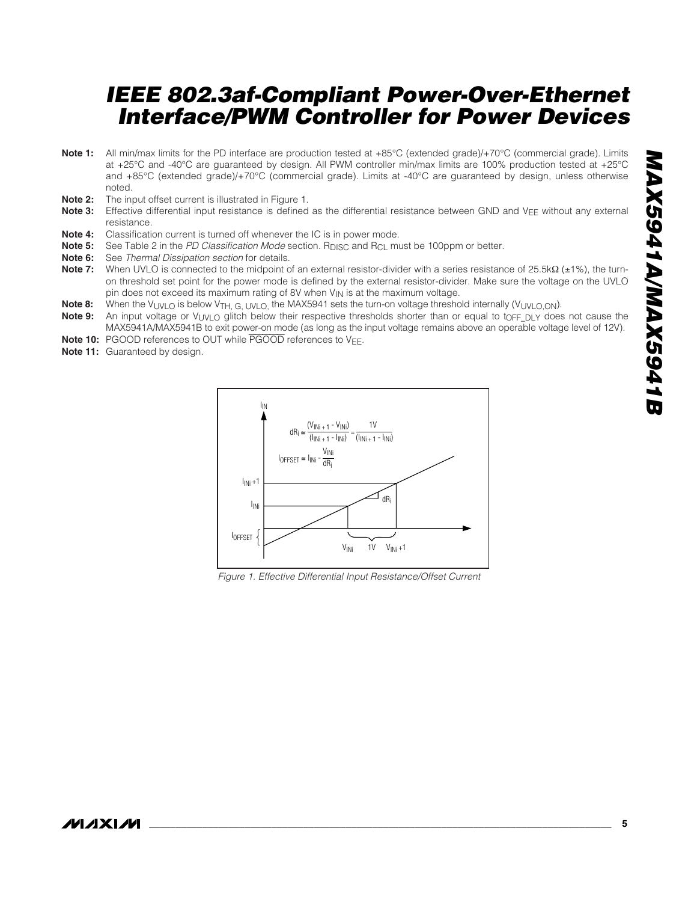**Note 1:** All min/max limits for the PD interface are production tested at +85°C (extended grade)/+70°C (commercial grade). Limits at +25°C and -40°C are guaranteed by design. All PWM controller min/max limits are 100% production tested at +25°C and +85°C (extended grade)/+70°C (commercial grade). Limits at -40°C are guaranteed by design, unless otherwise noted.

**Note 2:** The input offset current is illustrated in Figure 1.

**Note 3:** Effective differential input resistance is defined as the differential resistance between GND and $V_{EE}$ without any external resistance.

**Note 4:** Classification current is turned off whenever the IC is in power mode.

**Note 5:** See Table 2 in the *PD Classification Mode* section. $R_{DISC}$ and $R_{CL}$ must be 100ppm or better.

**Note 6:** See *Thermal Dissipation section* for details.

**Note 7:** When UVLO is connected to the midpoint of an external resistor-divider with a series resistance of 25.5kΩ (±1%), the turn-on threshold set point for the power mode is defined by the external resistor-divider. Make sure the voltage on the UVLO pin does not exceed its maximum rating of 8V when $V_{IN}$ is at the maximum voltage.

**Note 8:** When the $V_{UVLO}$ is below $V_{TH, G, UVLO}$, the MAX5941 sets the turn-on voltage threshold internally ($V_{UVLO,ON}$).

**Note 9:** An input voltage or $V_{UVLO}$ glitch below their respective thresholds shorter than or equal to $t_{OFF\_DLY}$ does not cause the MAX5941A/MAX5941B to exit power-on mode (as long as the input voltage remains above an operable voltage level of 12V).

**Note 10:** PGOOD references to OUT while $\overline{PGOOD}$ references to $V_{EE}$.

**Note 11:** Guaranteed by design.

$I_{IN}$

$$dR_i \approx \frac{(V_{INi+1} - V_{INi})}{(I_{INi+1} - I_{INi})} = \frac{1V}{(I_{INi+1} - I_{INi})}$$

$$I_{OFFSET} \approx I_{INi} - \frac{V_{INi}}{dR_i}$$

$I_{INi}+1$

$I_{INi}$

$dR_i$

$I_{OFFSET}$

$V_{INi}$ 1V $V_{INi}+1$

*Figure 1. Effective Differential Input Resistance/Offset Current*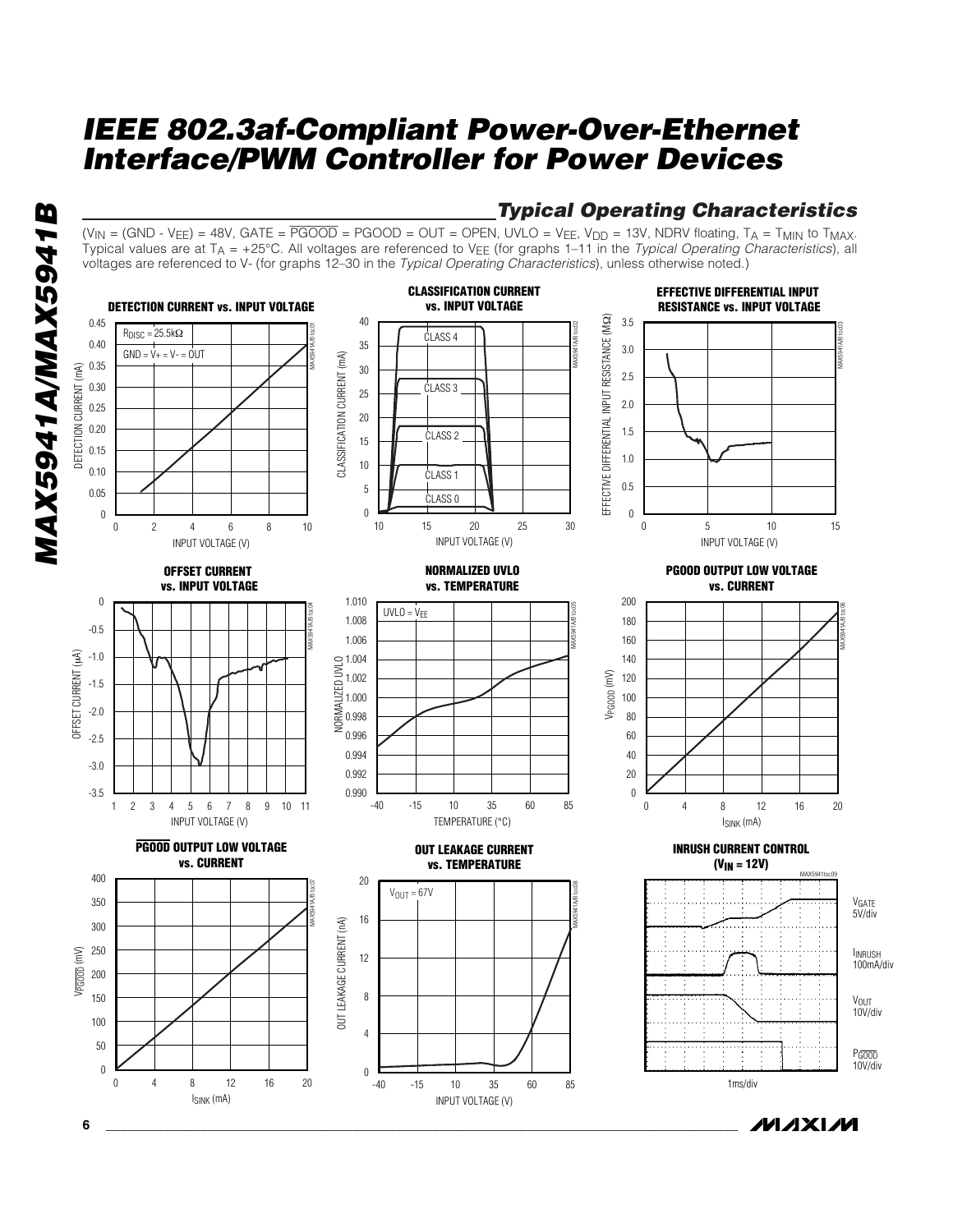## Typical Operating Characteristics

($V_{IN}$ = (GND - $V_{EE}$) = 48V, GATE = $\overline{PGOOD}$ = PGOOD = OUT = OPEN, UVLO = $V_{EE}$, $V_{DD}$ = 13V, NDRV floating, $T_A$ = $T_{MIN}$ to $T_{MAX}$. Typical values are at $T_A$ = +25°C. All voltages are referenced to $V_{EE}$ (for graphs 1–11 in the *Typical Operating Characteristics*), all voltages are referenced to V- (for graphs 12–30 in the *Typical Operating Characteristics*), unless otherwise noted.)

**DETECTION CURRENT vs. INPUT VOLTAGE**

MAX5941A/B toc01

$R_{DISC}$ = 25.5kΩ

GND = V+ = V- = OUT

DETECTION CURRENT (mA)

0, 0.05, 0.10, 0.15, 0.20, 0.25, 0.30, 0.35, 0.40, 0.45

INPUT VOLTAGE (V)

0, 2, 4, 6, 8, 10

**CLASSIFICATION CURRENT vs. INPUT VOLTAGE**

MAX5941A/B toc02

CLASS 4

CLASS 3

CLASS 2

CLASS 1

CLASS 0

CLASSIFICATION CURRENT (mA)

0, 5, 10, 15, 20, 25, 30, 35, 40

INPUT VOLTAGE (V)

10, 15, 20, 25, 30

**EFFECTIVE DIFFERENTIAL INPUT RESISTANCE vs. INPUT VOLTAGE**

MAX5941A/B toc03

EFFECTIVE DIFFERENTIAL INPUT RESISTANCE (MΩ)

0, 0.5, 1.0, 1.5, 2.0, 2.5, 3.0, 3.5

INPUT VOLTAGE (V)

0, 5, 10, 15

**OFFSET CURRENT vs. INPUT VOLTAGE**

MAX5941A/B toc04

OFFSET CURRENT (μA)

0, -0.5, -1.0, -1.5, -2.0, -2.5, -3.0, -3.5

INPUT VOLTAGE (V)

1, 2, 3, 4, 5, 6, 7, 8, 9, 10, 11

**NORMALIZED UVLO vs. TEMPERATURE**

MAX5941A/B toc05

UVLO = $V_{EE}$

NORMALIZED UVLO

0.990, 0.992, 0.994, 0.996, 0.998, 1.000, 1.002, 1.004, 1.006, 1.008, 1.010

TEMPERATURE (°C)

-40, -15, 10, 35, 60, 85

**PGOOD OUTPUT LOW VOLTAGE vs. CURRENT**

MAX5941A/B toc06

$V_{PGOOD}$ (mV)

0, 20, 40, 60, 80, 100, 120, 140, 160, 180, 200

$I_{SINK}$ (mA)

0, 4, 8, 12, 16, 20

**$\overline{PGOOD}$ OUTPUT LOW VOLTAGE vs. CURRENT**

MAX5941A/B toc07

$V_{\overline{PGOOD}}$ (mV)

0, 50, 100, 150, 200, 250, 300, 350, 400

$I_{SINK}$ (mA)

0, 4, 8, 12, 16, 20

**OUT LEAKAGE CURRENT vs. TEMPERATURE**

MAX5941A/B toc08

$V_{OUT}$ = 67V

OUT LEAKAGE CURRENT (nA)

0, 4, 8, 12, 16, 20

INPUT VOLTAGE (V)

-40, -15, 10, 35, 60, 85

**INRUSH CURRENT CONTROL ($V_{IN}$ = 12V)**

MAX5941toc09

$V_{GATE}$ 5V/div

$I_{INRUSH}$ 100mA/div

$V_{OUT}$ 10V/div

$P_{\overline{GOOD}}$ 10V/div

1ms/div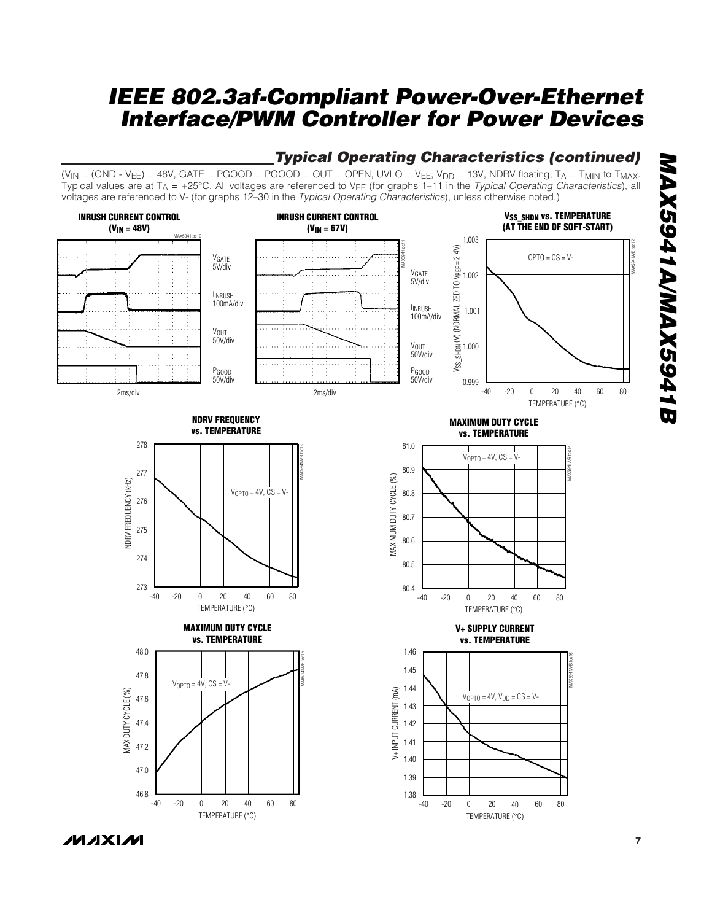## Typical Operating Characteristics (continued)

($V_{IN}$ = (GND - $V_{EE}$) = 48V, GATE = $\overline{PGOOD}$ = PGOOD = OUT = OPEN, UVLO = $V_{EE}$, $V_{DD}$ = 13V, NDRV floating, $T_A$ = $T_{MIN}$ to $T_{MAX}$. Typical values are at $T_A$ = +25°C. All voltages are referenced to $V_{EE}$ (for graphs 1–11 in the *Typical Operating Characteristics*), all voltages are referenced to V- (for graphs 12–30 in the *Typical Operating Characteristics*), unless otherwise noted.)

**INRUSH CURRENT CONTROL ($V_{IN}$ = 48V)**

MAX5941toc10

$V_{GATE}$ 5V/div

$I_{INRUSH}$ 100mA/div

$V_{OUT}$ 50V/div

$P\overline{GOOD}$ 50V/div

2ms/div

**INRUSH CURRENT CONTROL ($V_{IN}$ = 67V)**

MAX5941toc11

$V_{GATE}$ 5V/div

$I_{INRUSH}$ 100mA/div

$V_{OUT}$ 50V/div

$P\overline{GOOD}$ 50V/div

2ms/div

**$V_{SS\_\overline{SHDN}}$ vs. TEMPERATURE (AT THE END OF SOFT-START)**

MAX5941A/B toc12

OPTO = CS = V-

$V_{SS\_\overline{SHDN}}$ (V) (NORMALIZED TO $V_{REF}$ = 2.4V)

1.003, 1.002, 1.001, 1.000, 0.999

TEMPERATURE (°C)

-40, -20, 0, 20, 40, 60, 80

**NDRV FREQUENCY vs. TEMPERATURE**

MAX5941A/B toc13

$V_{OPTO}$ = 4V, CS = V-

NDRV FREQUENCY (kHz)

278, 277, 276, 275, 274, 273

TEMPERATURE (°C)

-40, -20, 0, 20, 40, 60, 80

**MAXIMUM DUTY CYCLE vs. TEMPERATURE**

MAX5941A/B toc14

$V_{OPTO}$ = 4V, CS = V-

MAXIMUM DUTY CYCLE (%)

81.0, 80.9, 80.8, 80.7, 80.6, 80.5, 80.4

TEMPERATURE (°C)

-40, -20, 0, 20, 40, 60, 80

**MAXIMUM DUTY CYCLE vs. TEMPERATURE**

MAX5941A/B toc15

$V_{OPTO}$ = 4V, CS = V-

MAX DUTY CYCLE (%)

48.0, 47.8, 47.6, 47.4, 47.2, 47.0, 46.8

TEMPERATURE (°C)

-40, -20, 0, 20, 40, 60, 80

**V+ SUPPLY CURRENT vs. TEMPERATURE**

MAX5941A/B toc16

$V_{OPTO}$ = 4V, $V_{DD}$ = CS = V-

V+ INPUT CURRENT (mA)

1.46, 1.45, 1.44, 1.43, 1.42, 1.41, 1.40, 1.39, 1.38

TEMPERATURE (°C)

-40, -20, 0, 20, 40, 60, 80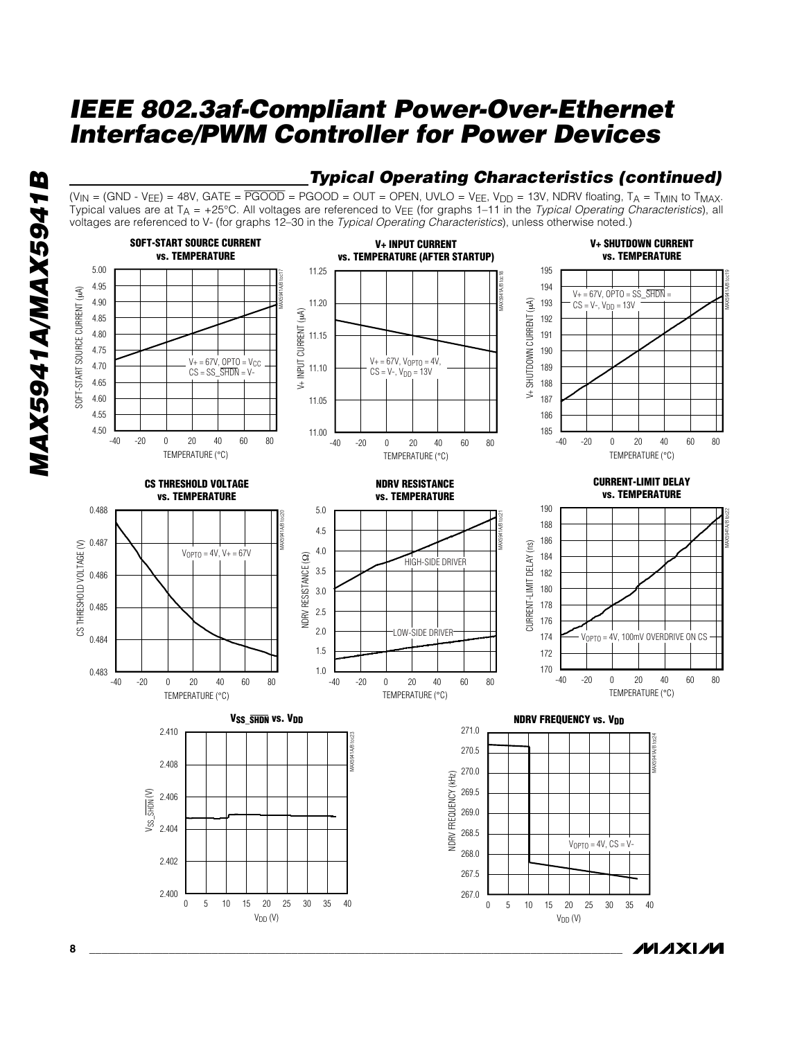## Typical Operating Characteristics (continued)

($V_{IN}$ = (GND - $V_{EE}$) = 48V, GATE = $\overline{PGOOD}$ = PGOOD = OUT = OPEN, UVLO = $V_{EE}$, $V_{DD}$ = 13V, NDRV floating, $T_A$ = $T_{MIN}$ to $T_{MAX}$. Typical values are at $T_A$ = +25°C. All voltages are referenced to $V_{EE}$ (for graphs 1–11 in the *Typical Operating Characteristics*), all voltages are referenced to V- (for graphs 12–30 in the *Typical Operating Characteristics*), unless otherwise noted.)

**SOFT-START SOURCE CURRENT vs. TEMPERATURE**

MAX5941A/B toc17

SOFT-START SOURCE CURRENT (µA)

5.00, 4.95, 4.90, 4.85, 4.80, 4.75, 4.70, 4.65, 4.60, 4.55, 4.50

TEMPERATURE (°C)

-40, -20, 0, 20, 40, 60, 80

V+ = 67V, OPTO = $V_{CC}$

CS = SS_$\overline{SHDN}$ = V-

**V+ INPUT CURRENT vs. TEMPERATURE (AFTER STARTUP)**

MAX5941A/B toc18

V+ INPUT CURRENT (µA)

11.25, 11.20, 11.15, 11.10, 11.05, 11.00

TEMPERATURE (°C)

-40, -20, 0, 20, 40, 60, 80

V+ = 67V, $V_{OPTO}$ = 4V,

CS = V-, $V_{DD}$ = 13V

**V+ SHUTDOWN CURRENT vs. TEMPERATURE**

MAX5941A/B toc19

V+ SHUTDOWN CURRENT (µA)

195, 194, 193, 192, 191, 190, 189, 188, 187, 186, 185

TEMPERATURE (°C)

-40, -20, 0, 20, 40, 60, 80

V+ = 67V, OPTO = SS_$\overline{SHDN}$ =

CS = V-, $V_{DD}$ = 13V

**CS THRESHOLD VOLTAGE vs. TEMPERATURE**

MAX5941A/B toc20

CS THRESHOLD VOLTAGE (V)

0.488, 0.487, 0.486, 0.485, 0.484, 0.483

TEMPERATURE (°C)

-40, -20, 0, 20, 40, 60, 80

$V_{OPTO}$ = 4V, V+ = 67V

**NDRV RESISTANCE vs. TEMPERATURE**

MAX5941A/B toc21

NDRV RESISTANCE (Ω)

5.0, 4.5, 4.0, 3.5, 3.0, 2.5, 2.0, 1.5, 1.0

TEMPERATURE (°C)

-40, -20, 0, 20, 40, 60, 80

HIGH-SIDE DRIVER

LOW-SIDE DRIVER

**CURRENT-LIMIT DELAY vs. TEMPERATURE**

MAX5941A/B toc22

CURRENT-LIMIT DELAY (ns)

190, 188, 186, 184, 182, 180, 178, 176, 174, 172, 170

TEMPERATURE (°C)

-40, -20, 0, 20, 40, 60, 80

$V_{OPTO}$ = 4V, 100mV OVERDRIVE ON CS

**$V_{SS\_\overline{SHDN}}$ vs. $V_{DD}$**

MAX5941A/B toc23

$V_{SS\_\overline{SHDN}}$ (V)

2.410, 2.408, 2.406, 2.404, 2.402, 2.400

$V_{DD}$ (V)

0, 5, 10, 15, 20, 25, 30, 35, 40

**NDRV FREQUENCY vs. $V_{DD}$**

MAX5941A/B toc24

NDRV FREQUENCY (kHz)

271.0, 270.5, 270.0, 269.5, 269.0, 268.5, 268.0, 267.5, 267.0

$V_{DD}$ (V)

0, 5, 10, 15, 20, 25, 30, 35, 40

$V_{OPTO}$ = 4V, CS = V-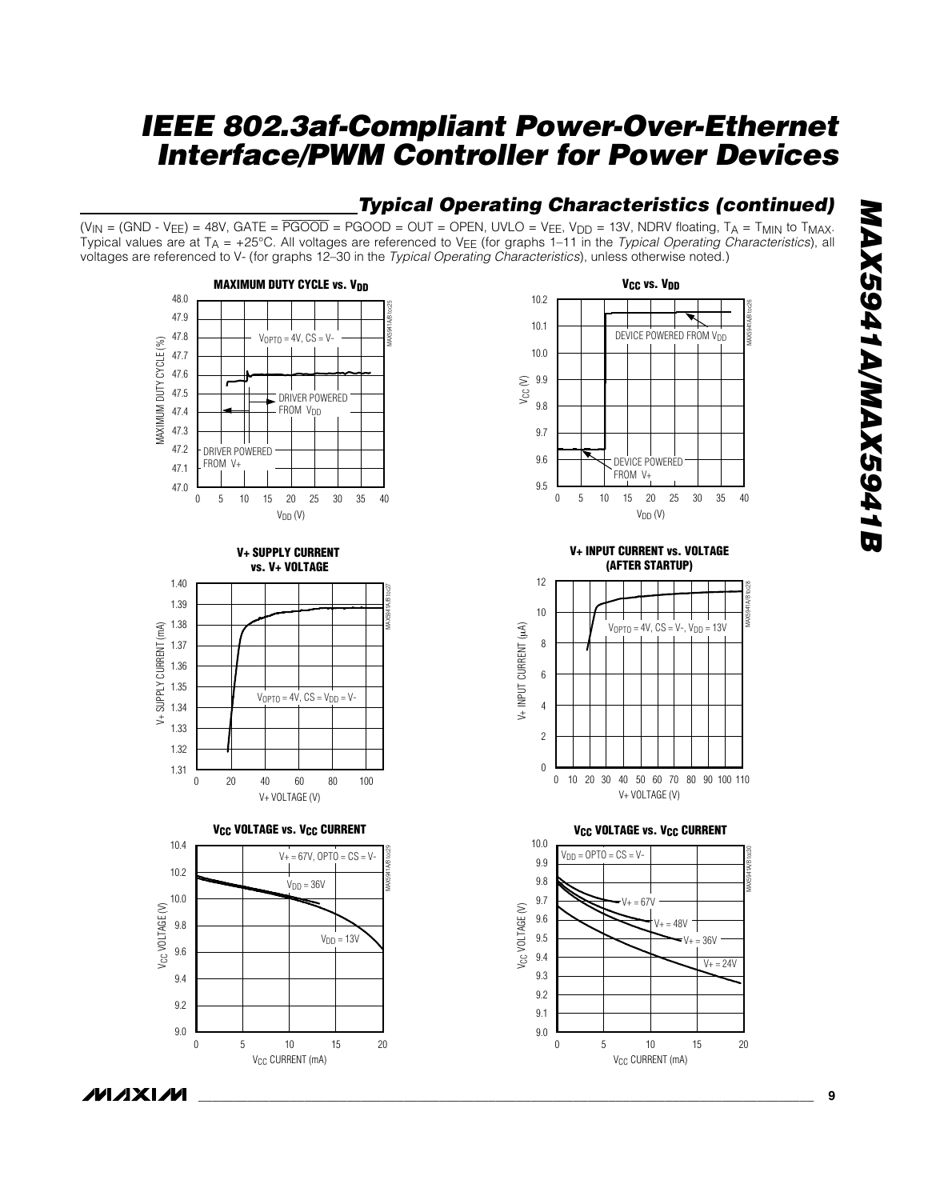## Typical Operating Characteristics (continued)

($V_{IN}$ = (GND - $V_{EE}$) = 48V, GATE = $\overline{PGOOD}$ = PGOOD = OUT = OPEN, UVLO = $V_{EE}$, $V_{DD}$ = 13V, NDRV floating, $T_A$ = $T_{MIN}$ to $T_{MAX}$. Typical values are at $T_A$ = +25°C. All voltages are referenced to $V_{EE}$ (for graphs 1–11 in the *Typical Operating Characteristics*), all voltages are referenced to V- (for graphs 12–30 in the *Typical Operating Characteristics*), unless otherwise noted.)

**MAXIMUM DUTY CYCLE vs. $V_{DD}$**

MAX5941A/B toc25

MAXIMUM DUTY CYCLE (%)

48.0, 47.9, 47.8, 47.7, 47.6, 47.5, 47.4, 47.3, 47.2, 47.1, 47.0

$V_{DD}$ (V)

0, 5, 10, 15, 20, 25, 30, 35, 40

$V_{OPTO}$ = 4V, CS = V-

DRIVER POWERED FROM $V_{DD}$

DRIVER POWERED FROM V+

**$V_{CC}$ vs. $V_{DD}$**

MAX5941A/B toc26

$V_{CC}$ (V)

10.2, 10.1, 10.0, 9.9, 9.8, 9.7, 9.6, 9.5

$V_{DD}$ (V)

0, 5, 10, 15, 20, 25, 30, 35, 40

DEVICE POWERED FROM $V_{DD}$

DEVICE POWERED FROM V+

**V+ SUPPLY CURRENT vs. V+ VOLTAGE**

MAX5941A/B toc27

V+ SUPPLY CURRENT (mA)

1.40, 1.39, 1.38, 1.37, 1.36, 1.35, 1.34, 1.33, 1.32, 1.31

V+ VOLTAGE (V)

0, 20, 40, 60, 80, 100

$V_{OPTO}$ = 4V, CS = $V_{DD}$ = V-

**V+ INPUT CURRENT vs. VOLTAGE (AFTER STARTUP)**

MAX5941A/B toc28

V+ INPUT CURRENT (µA)

12, 10, 8, 6, 4, 2, 0

V+ VOLTAGE (V)

0, 10, 20, 30, 40, 50, 60, 70, 80, 90, 100, 110

$V_{OPTO}$ = 4V, CS = V-, $V_{DD}$ = 13V

**$V_{CC}$ VOLTAGE vs. $V_{CC}$ CURRENT**

MAX5941A/B toc29

$V_{CC}$ VOLTAGE (V)

10.4, 10.2, 10.0, 9.8, 9.6, 9.4, 9.2, 9.0

$V_{CC}$ CURRENT (mA)

0, 5, 10, 15, 20

V+ = 67V, OPTO = CS = V-

$V_{DD}$ = 36V

$V_{DD}$ = 13V

**$V_{CC}$ VOLTAGE vs. $V_{CC}$ CURRENT**

MAX5941A/B toc30

$V_{CC}$ VOLTAGE (V)

10.0, 9.9, 9.8, 9.7, 9.6, 9.5, 9.4, 9.3, 9.2, 9.1, 9.0

$V_{CC}$ CURRENT (mA)

0, 5, 10, 15, 20

$V_{DD}$ = OPTO = CS = V-

V+ = 67V

V+ = 48V

V+ = 36V

V+ = 24V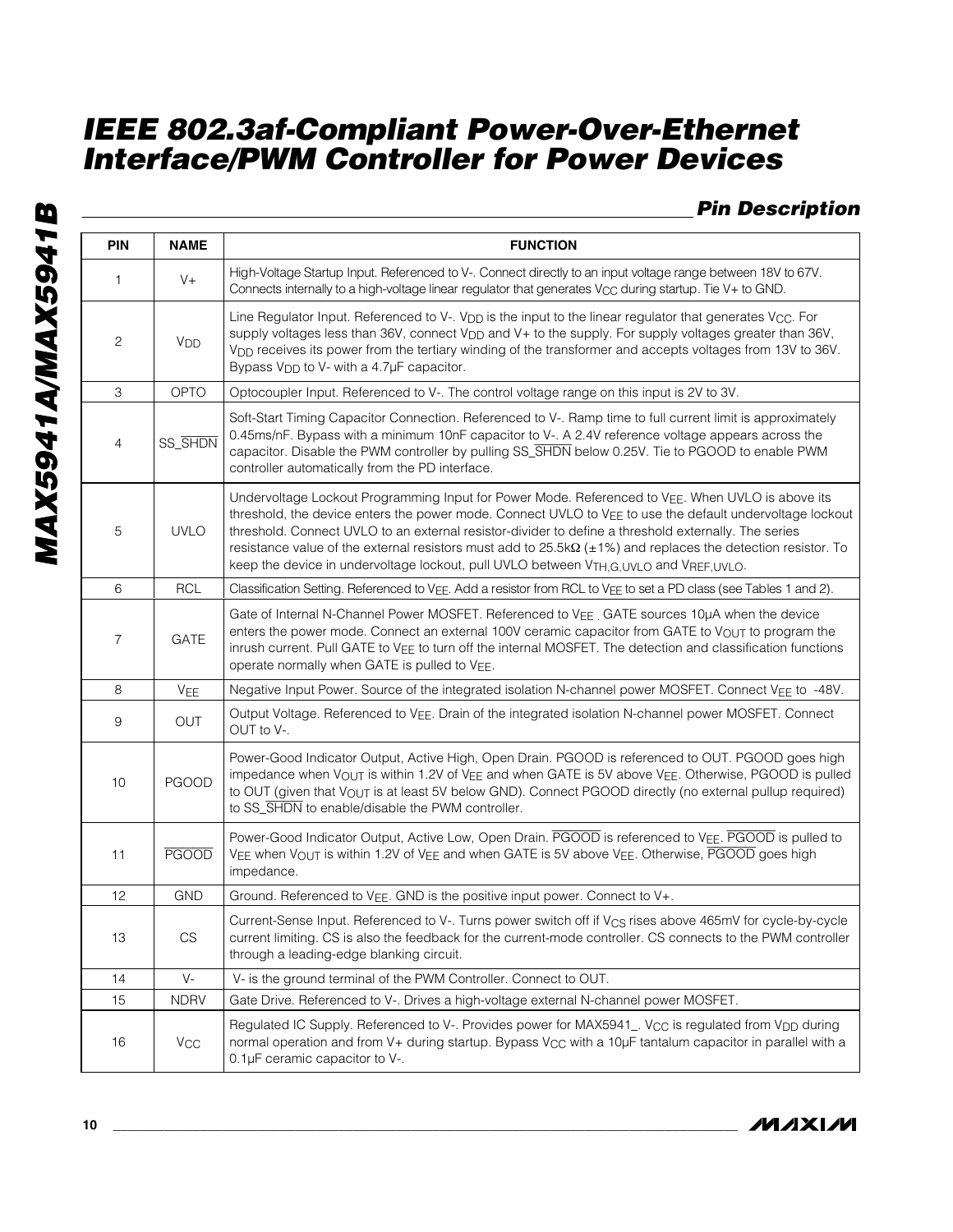## Pin Description

| PIN | NAME | FUNCTION |
|---|---|---|
| 1 | V+ | High-Voltage Startup Input. Referenced to V-. Connect directly to an input voltage range between 18V to 67V. Connects internally to a high-voltage linear regulator that generates $V_{CC}$ during startup. Tie V+ to GND. |
| 2 | $V_{DD}$ | Line Regulator Input. Referenced to V-. $V_{DD}$ is the input to the linear regulator that generates $V_{CC}$. For supply voltages less than 36V, connect $V_{DD}$ and V+ to the supply. For supply voltages greater than 36V, $V_{DD}$ receives its power from the tertiary winding of the transformer and accepts voltages from 13V to 36V. Bypass $V_{DD}$ to V- with a 4.7µF capacitor. |
| 3 | OPTO | Optocoupler Input. Referenced to V-. The control voltage range on this input is 2V to 3V. |
| 4 | SS_$\overline{SHDN}$ | Soft-Start Timing Capacitor Connection. Referenced to V-. Ramp time to full current limit is approximately 0.45ms/nF. Bypass with a minimum 10nF capacitor to V-. A 2.4V reference voltage appears across the capacitor. Disable the PWM controller by pulling SS_$\overline{SHDN}$ below 0.25V. Tie to PGOOD to enable PWM controller automatically from the PD interface. |
| 5 | UVLO | Undervoltage Lockout Programming Input for Power Mode. Referenced to $V_{EE}$. When UVLO is above its threshold, the device enters the power mode. Connect UVLO to $V_{EE}$ to use the default undervoltage lockout threshold. Connect UVLO to an external resistor-divider to define a threshold externally. The series resistance value of the external resistors must add to 25.5kΩ (±1%) and replaces the detection resistor. To keep the device in undervoltage lockout, pull UVLO between $V_{TH,G,UVLO}$ and $V_{REF,UVLO}$. |
| 6 | RCL | Classification Setting. Referenced to $V_{EE}$. Add a resistor from RCL to $V_{EE}$ to set a PD class (see Tables 1 and 2). |
| 7 | GATE | Gate of Internal N-Channel Power MOSFET. Referenced to $V_{EE}$ . GATE sources 10µA when the device enters the power mode. Connect an external 100V ceramic capacitor from GATE to $V_{OUT}$ to program the inrush current. Pull GATE to $V_{EE}$ to turn off the internal MOSFET. The detection and classification functions operate normally when GATE is pulled to $V_{EE}$. |
| 8 | $V_{EE}$ | Negative Input Power. Source of the integrated isolation N-channel power MOSFET. Connect $V_{EE}$ to -48V. |
| 9 | OUT | Output Voltage. Referenced to $V_{EE}$. Drain of the integrated isolation N-channel power MOSFET. Connect OUT to V-. |
| 10 | PGOOD | Power-Good Indicator Output, Active High, Open Drain. PGOOD is referenced to OUT. PGOOD goes high impedance when $V_{OUT}$ is within 1.2V of $V_{EE}$ and when GATE is 5V above $V_{EE}$. Otherwise, PGOOD is pulled to OUT (given that $V_{OUT}$ is at least 5V below GND). Connect PGOOD directly (no external pullup required) to SS_$\overline{SHDN}$ to enable/disable the PWM controller. |
| 11 | $\overline{PGOOD}$ | Power-Good Indicator Output, Active Low, Open Drain. $\overline{PGOOD}$ is referenced to $V_{EE}$. $\overline{PGOOD}$ is pulled to $V_{EE}$ when $V_{OUT}$ is within 1.2V of $V_{EE}$ and when GATE is 5V above $V_{EE}$. Otherwise, $\overline{PGOOD}$ goes high impedance. |
| 12 | GND | Ground. Referenced to $V_{EE}$. GND is the positive input power. Connect to V+. |
| 13 | CS | Current-Sense Input. Referenced to V-. Turns power switch off if $V_{CS}$ rises above 465mV for cycle-by-cycle current limiting. CS is also the feedback for the current-mode controller. CS connects to the PWM controller through a leading-edge blanking circuit. |
| 14 | V- | V- is the ground terminal of the PWM Controller. Connect to OUT. |
| 15 | NDRV | Gate Drive. Referenced to V-. Drives a high-voltage external N-channel power MOSFET. |
| 16 | $V_{CC}$ | Regulated IC Supply. Referenced to V-. Provides power for MAX5941_. $V_{CC}$ is regulated from $V_{DD}$ during normal operation and from V+ during startup. Bypass $V_{CC}$ with a 10µF tantalum capacitor in parallel with a 0.1µF ceramic capacitor to V-. |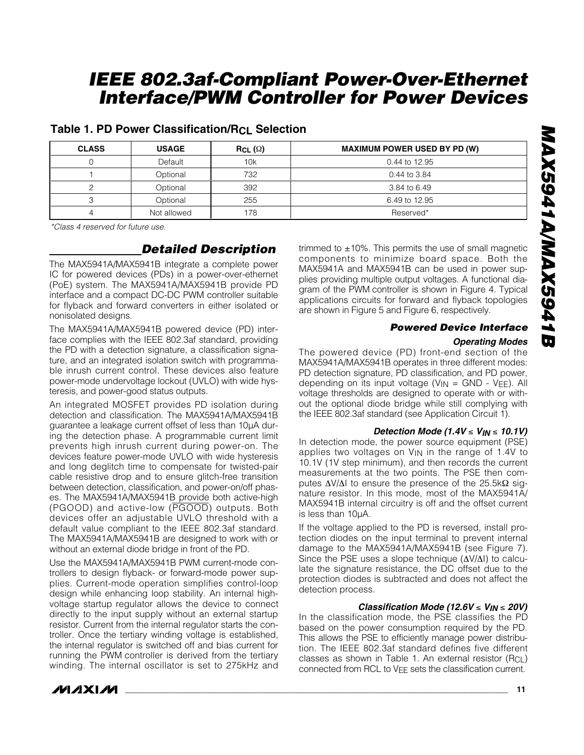## Table 1. PD Power Classification/$R_{CL}$ Selection

| CLASS | USAGE | $R_{CL}$ (Ω) | MAXIMUM POWER USED BY PD (W) |
|---|---|---|---|
| 0 | Default | 10k | 0.44 to 12.95 |
| 1 | Optional | 732 | 0.44 to 3.84 |
| 2 | Optional | 392 | 3.84 to 6.49 |
| 3 | Optional | 255 | 6.49 to 12.95 |
| 4 | Not allowed | 178 | Reserved* |

*Class 4 reserved for future use.

## Detailed Description

The MAX5941A/MAX5941B integrate a complete power IC for powered devices (PDs) in a power-over-ethernet (PoE) system. The MAX5941A/MAX5941B provide PD interface and a compact DC-DC PWM controller suitable for flyback and forward converters in either isolated or nonisolated designs.

The MAX5941A/MAX5941B powered device (PD) interface complies with the IEEE 802.3af standard, providing the PD with a detection signature, a classification signature, and an integrated isolation switch with programmable inrush current control. These devices also feature power-mode undervoltage lockout (UVLO) with wide hysteresis, and power-good status outputs.

An integrated MOSFET provides PD isolation during detection and classification. The MAX5941A/MAX5941B guarantee a leakage current offset of less than 10µA during the detection phase. A programmable current limit prevents high inrush current during power-on. The devices feature power-mode UVLO with wide hysteresis and long deglitch time to compensate for twisted-pair cable resistive drop and to ensure glitch-free transition between detection, classification, and power-on/off phases. The MAX5941A/MAX5941B provide both active-high (PGOOD) and active-low ($\overline{PGOOD}$) outputs. Both devices offer an adjustable UVLO threshold with a default value compliant to the IEEE 802.3af standard. The MAX5941A/MAX5941B are designed to work with or without an external diode bridge in front of the PD.

Use the MAX5941A/MAX5941B PWM current-mode controllers to design flyback- or forward-mode power supplies. Current-mode operation simplifies control-loop design while enhancing loop stability. An internal high-voltage startup regulator allows the device to connect directly to the input supply without an external startup resistor. Current from the internal regulator starts the controller. Once the tertiary winding voltage is established, the internal regulator is switched off and bias current for running the PWM controller is derived from the tertiary winding. The internal oscillator is set to 275kHz and trimmed to ±10%. This permits the use of small magnetic components to minimize board space. Both the MAX5941A and MAX5941B can be used in power supplies providing multiple output voltages. A functional diagram of the PWM controller is shown in Figure 4. Typical applications circuits for forward and flyback topologies are shown in Figure 5 and Figure 6, respectively.

### Powered Device Interface

#### Operating Modes

The powered device (PD) front-end section of the MAX5941A/MAX5941B operates in three different modes: PD detection signature, PD classification, and PD power, depending on its input voltage ($V_{IN}$ = GND - $V_{EE}$). All voltage thresholds are designed to operate with or without the optional diode bridge while still complying with the IEEE 802.3af standard (see Application Circuit 1).

#### Detection Mode (1.4V ≤ $V_{IN}$ ≤ 10.1V)

In detection mode, the power source equipment (PSE) applies two voltages on $V_{IN}$ in the range of 1.4V to 10.1V (1V step minimum), and then records the current measurements at the two points. The PSE then computes ΔV/ΔI to ensure the presence of the 25.5kΩ signature resistor. In this mode, most of the MAX5941A/MAX5941B internal circuitry is off and the offset current is less than 10µA.

If the voltage applied to the PD is reversed, install protection diodes on the input terminal to prevent internal damage to the MAX5941A/MAX5941B (see Figure 7). Since the PSE uses a slope technique (ΔV/ΔI) to calculate the signature resistance, the DC offset due to the protection diodes is subtracted and does not affect the detection process.

#### Classification Mode (12.6V ≤ $V_{IN}$ ≤ 20V)

In the classification mode, the PSE classifies the PD based on the power consumption required by the PD. This allows the PSE to efficiently manage power distribution. The IEEE 802.3af standard defines five different classes as shown in Table 1. An external resistor ($R_{CL}$) connected from RCL to $V_{EE}$ sets the classification current.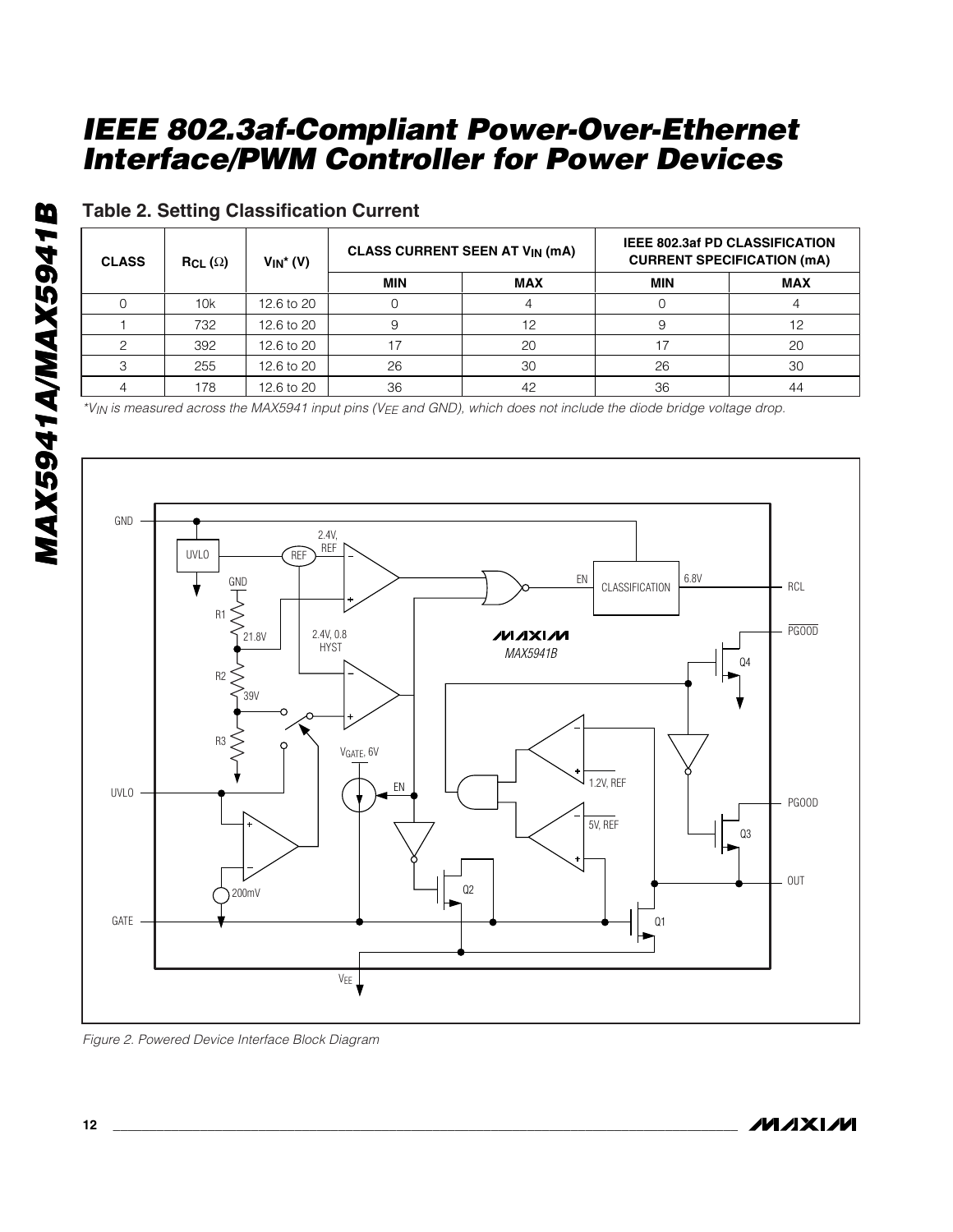### Table 2. Setting Classification Current

| CLASS | $R_{CL}$ (Ω) | $V_{IN}$* (V) | CLASS CURRENT SEEN AT $V_{IN}$ (mA) | | IEEE 802.3af PD CLASSIFICATION CURRENT SPECIFICATION (mA) | |
|---|---|---|---|---|---|---|
| | | | MIN | MAX | MIN | MAX |
| 0 | 10k | 12.6 to 20 | 0 | 4 | 0 | 4 |
| 1 | 732 | 12.6 to 20 | 9 | 12 | 9 | 12 |
| 2 | 392 | 12.6 to 20 | 17 | 20 | 17 | 20 |
| 3 | 255 | 12.6 to 20 | 26 | 30 | 26 | 30 |
| 4 | 178 | 12.6 to 20 | 36 | 42 | 36 | 44 |

**$V_{IN}$ is measured across the MAX5941 input pins ($V_{EE}$ and GND), which does not include the diode bridge voltage drop.*

GND
UVLO
REF
2.4V, REF
GND
R1
21.8V
R2
39V
R3
2.4V, 0.8 HYST
EN
CLASSIFICATION
6.8V
RCL
MAXIM
MAX5941B
PGOOD
Q4
PGOOD
1.2V, REF
5V, REF
Q3
OUT
UVLO
$V_{GATE}$, 6V
EN
200mV
Q2
GATE
Q1
$V_{EE}$

*Figure 2. Powered Device Interface Block Diagram*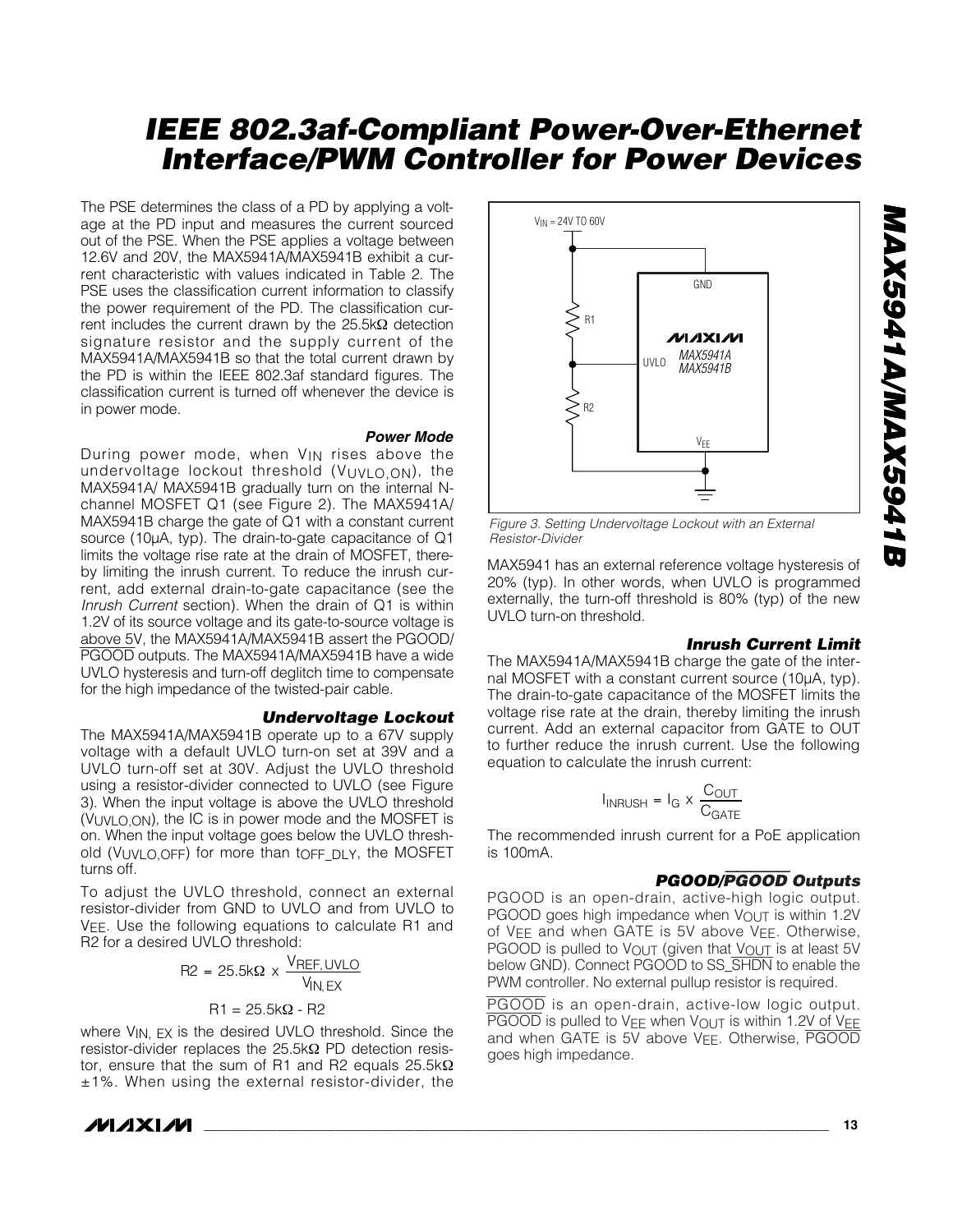The PSE determines the class of a PD by applying a voltage at the PD input and measures the current sourced out of the PSE. When the PSE applies a voltage between 12.6V and 20V, the MAX5941A/MAX5941B exhibit a current characteristic with values indicated in Table 2. The PSE uses the classification current information to classify the power requirement of the PD. The classification current includes the current drawn by the 25.5kΩ detection signature resistor and the supply current of the MAX5941A/MAX5941B so that the total current drawn by the PD is within the IEEE 802.3af standard figures. The classification current is turned off whenever the device is in power mode.

#### Power Mode

During power mode, when $V_{IN}$ rises above the undervoltage lockout threshold ($V_{UVLO,ON}$), the MAX5941A/ MAX5941B gradually turn on the internal N-channel MOSFET Q1 (see Figure 2). The MAX5941A/ MAX5941B charge the gate of Q1 with a constant current source (10µA, typ). The drain-to-gate capacitance of Q1 limits the voltage rise rate at the drain of MOSFET, thereby limiting the inrush current. To reduce the inrush current, add external drain-to-gate capacitance (see the *Inrush Current* section). When the drain of Q1 is within 1.2V of its source voltage and its gate-to-source voltage is above 5V, the MAX5941A/MAX5941B assert the PGOOD/ $\overline{PGOOD}$ outputs. The MAX5941A/MAX5941B have a wide UVLO hysteresis and turn-off deglitch time to compensate for the high impedance of the twisted-pair cable.

#### Undervoltage Lockout

The MAX5941A/MAX5941B operate up to a 67V supply voltage with a default UVLO turn-on set at 39V and a UVLO turn-off set at 30V. Adjust the UVLO threshold using a resistor-divider connected to UVLO (see Figure 3). When the input voltage is above the UVLO threshold ($V_{UVLO,ON}$), the IC is in power mode and the MOSFET is on. When the input voltage goes below the UVLO threshold ($V_{UVLO,OFF}$) for more than $t_{OFF\_DLY}$, the MOSFET turns off.

To adjust the UVLO threshold, connect an external resistor-divider from GND to UVLO and from UVLO to $V_{EE}$. Use the following equations to calculate R1 and R2 for a desired UVLO threshold:

$$R2 = 25.5k\Omega \times \frac{V_{REF,UVLO}}{V_{IN,EX}}$$

$$R1 = 25.5k\Omega - R2$$

where $V_{IN,EX}$ is the desired UVLO threshold. Since the resistor-divider replaces the 25.5kΩ PD detection resistor, ensure that the sum of R1 and R2 equals 25.5kΩ ±1%. When using the external resistor-divider, the MAX5941 has an external reference voltage hysteresis of 20% (typ). In other words, when UVLO is programmed externally, the turn-off threshold is 80% (typ) of the new UVLO turn-on threshold.

$V_{IN}$ = 24V TO 60V

GND

R1

UVLO

MAXIM
MAX5941A
MAX5941B

R2

$V_{EE}$

Figure 3. Setting Undervoltage Lockout with an External Resistor-Divider

#### Inrush Current Limit

The MAX5941A/MAX5941B charge the gate of the internal MOSFET with a constant current source (10µA, typ). The drain-to-gate capacitance of the MOSFET limits the voltage rise rate at the drain, thereby limiting the inrush current. Add an external capacitor from GATE to OUT to further reduce the inrush current. Use the following equation to calculate the inrush current:

$$I_{INRUSH} = I_G \times \frac{C_{OUT}}{C_{GATE}}$$

The recommended inrush current for a PoE application is 100mA.

#### PGOOD/$\overline{PGOOD}$ Outputs

PGOOD is an open-drain, active-high logic output. PGOOD goes high impedance when $V_{OUT}$ is within 1.2V of $V_{EE}$ and when GATE is 5V above $V_{EE}$. Otherwise, PGOOD is pulled to $V_{OUT}$ (given that $V_{OUT}$ is at least 5V below GND). Connect PGOOD to SS_$\overline{SHDN}$ to enable the PWM controller. No external pullup resistor is required.

$\overline{PGOOD}$ is an open-drain, active-low logic output. $\overline{PGOOD}$ is pulled to $V_{EE}$ when $V_{OUT}$ is within 1.2V of $V_{EE}$ and when GATE is 5V above $V_{EE}$. Otherwise, $\overline{PGOOD}$ goes high impedance.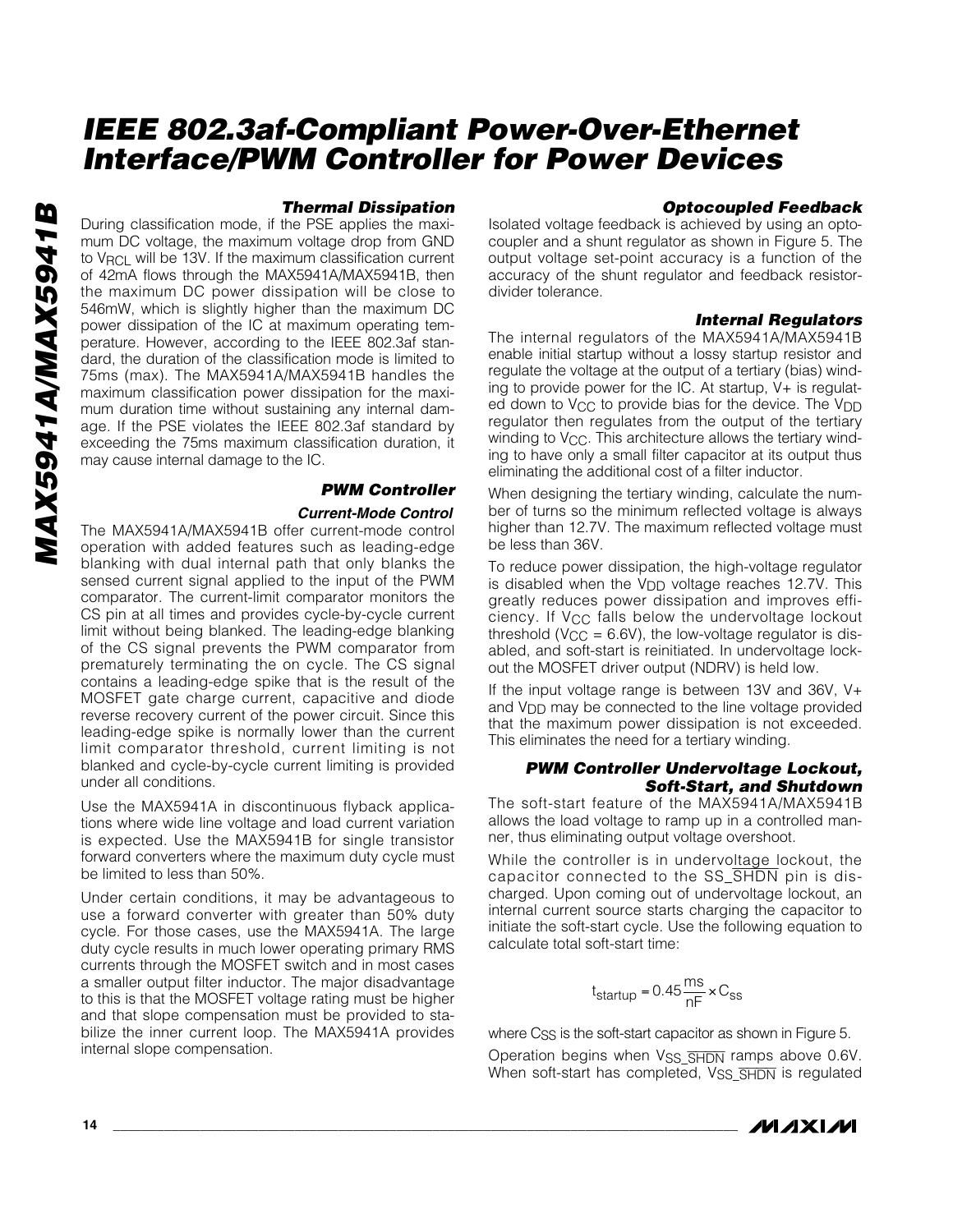### Thermal Dissipation

During classification mode, if the PSE applies the maximum DC voltage, the maximum voltage drop from GND to $V_{RCL}$ will be 13V. If the maximum classification current of 42mA flows through the MAX5941A/MAX5941B, then the maximum DC power dissipation will be close to 546mW, which is slightly higher than the maximum DC power dissipation of the IC at maximum operating temperature. However, according to the IEEE 802.3af standard, the duration of the classification mode is limited to 75ms (max). The MAX5941A/MAX5941B handles the maximum classification power dissipation for the maximum duration time without sustaining any internal damage. If the PSE violates the IEEE 802.3af standard by exceeding the 75ms maximum classification duration, it may cause internal damage to the IC.

### PWM Controller

#### Current-Mode Control

The MAX5941A/MAX5941B offer current-mode control operation with added features such as leading-edge blanking with dual internal path that only blanks the sensed current signal applied to the input of the PWM comparator. The current-limit comparator monitors the CS pin at all times and provides cycle-by-cycle current limit without being blanked. The leading-edge blanking of the CS signal prevents the PWM comparator from prematurely terminating the on cycle. The CS signal contains a leading-edge spike that is the result of the MOSFET gate charge current, capacitive and diode reverse recovery current of the power circuit. Since this leading-edge spike is normally lower than the current limit comparator threshold, current limiting is not blanked and cycle-by-cycle current limiting is provided under all conditions.

Use the MAX5941A in discontinuous flyback applications where wide line voltage and load current variation is expected. Use the MAX5941B for single transistor forward converters where the maximum duty cycle must be limited to less than 50%.

Under certain conditions, it may be advantageous to use a forward converter with greater than 50% duty cycle. For those cases, use the MAX5941A. The large duty cycle results in much lower operating primary RMS currents through the MOSFET switch and in most cases a smaller output filter inductor. The major disadvantage to this is that the MOSFET voltage rating must be higher and that slope compensation must be provided to stabilize the inner current loop. The MAX5941A provides internal slope compensation.

### Optocoupled Feedback

Isolated voltage feedback is achieved by using an optocoupler and a shunt regulator as shown in Figure 5. The output voltage set-point accuracy is a function of the accuracy of the shunt regulator and feedback resistor-divider tolerance.

### Internal Regulators

The internal regulators of the MAX5941A/MAX5941B enable initial startup without a lossy startup resistor and regulate the voltage at the output of a tertiary (bias) winding to provide power for the IC. At startup, V+ is regulated down to $V_{CC}$ to provide bias for the device. The $V_{DD}$ regulator then regulates from the output of the tertiary winding to $V_{CC}$. This architecture allows the tertiary winding to have only a small filter capacitor at its output thus eliminating the additional cost of a filter inductor.

When designing the tertiary winding, calculate the number of turns so the minimum reflected voltage is always higher than 12.7V. The maximum reflected voltage must be less than 36V.

To reduce power dissipation, the high-voltage regulator is disabled when the $V_{DD}$ voltage reaches 12.7V. This greatly reduces power dissipation and improves efficiency. If $V_{CC}$ falls below the undervoltage lockout threshold ($V_{CC}$ = 6.6V), the low-voltage regulator is disabled, and soft-start is reinitiated. In undervoltage lockout the MOSFET driver output (NDRV) is held low.

If the input voltage range is between 13V and 36V, V+ and $V_{DD}$ may be connected to the line voltage provided that the maximum power dissipation is not exceeded. This eliminates the need for a tertiary winding.

### PWM Controller Undervoltage Lockout, Soft-Start, and Shutdown

The soft-start feature of the MAX5941A/MAX5941B allows the load voltage to ramp up in a controlled manner, thus eliminating output voltage overshoot.

While the controller is in undervoltage lockout, the capacitor connected to the SS_$\overline{SHDN}$ pin is discharged. Upon coming out of undervoltage lockout, an internal current source starts charging the capacitor to initiate the soft-start cycle. Use the following equation to calculate total soft-start time:

$$t_{startup} = 0.45\frac{ms}{nF} \times C_{SS}$$

where $C_{SS}$ is the soft-start capacitor as shown in Figure 5.

Operation begins when $V_{SS\_\overline{SHDN}}$ ramps above 0.6V. When soft-start has completed, $V_{SS\_\overline{SHDN}}$ is regulated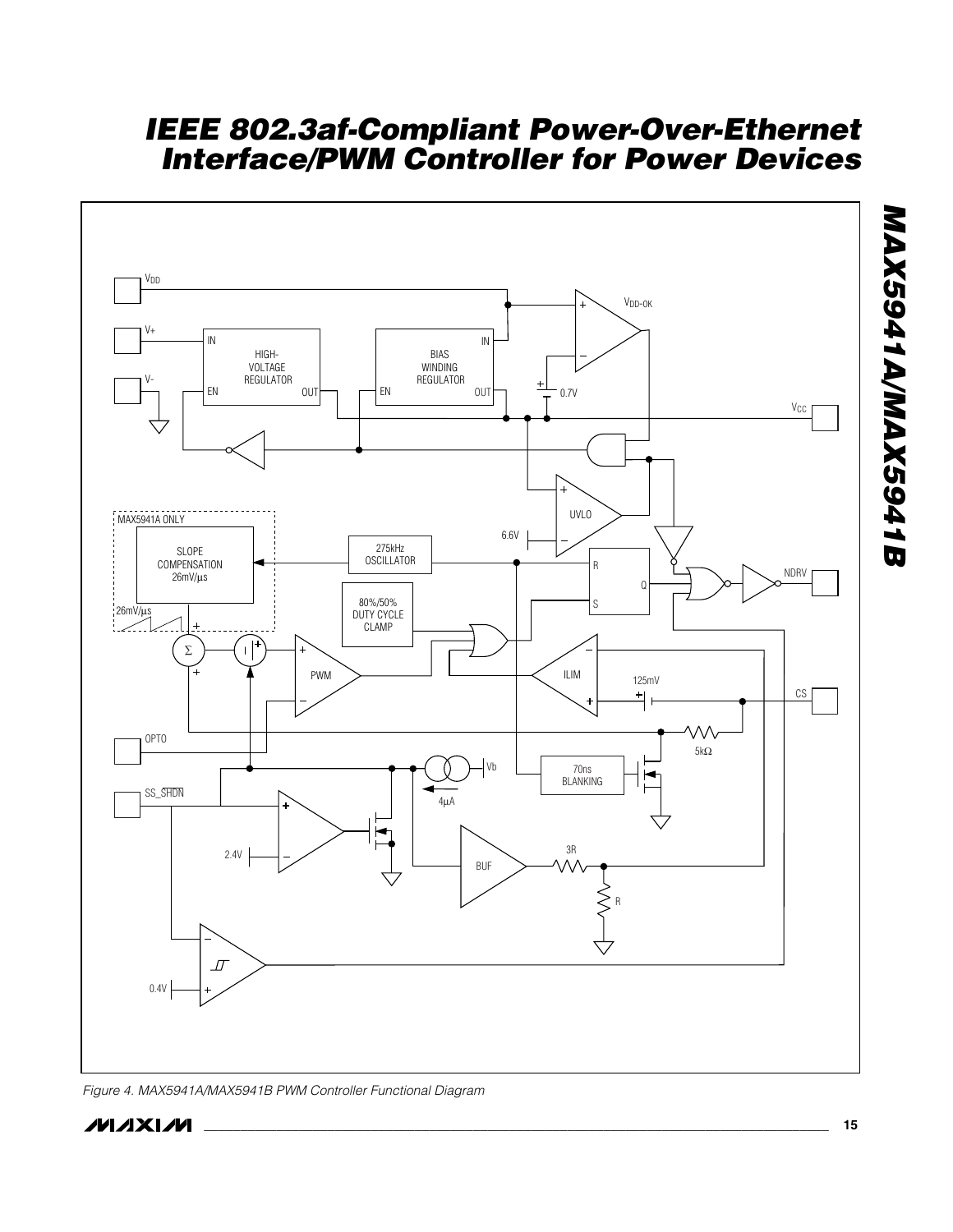VDD

V+

V-

HIGH-VOLTAGE REGULATOR

IN

EN

OUT

BIAS WINDING REGULATOR

IN

EN

OUT

VDD-OK

0.7V

VCC

UVLO

6.6V

MAX5941A ONLY

SLOPE COMPENSATION 26mV/µs

275kHz OSCILLATOR

R

Q

S

NDRV

80%/50% DUTY CYCLE CLAMP

26mV/µs

Σ

PWM

ILIM

125mV

CS

OPTO

5kΩ

Vb

70ns BLANKING

4µA

SS_SHDN

2.4V

BUF

3R

R

0.4V

*Figure 4. MAX5941A/MAX5941B PWM Controller Functional Diagram*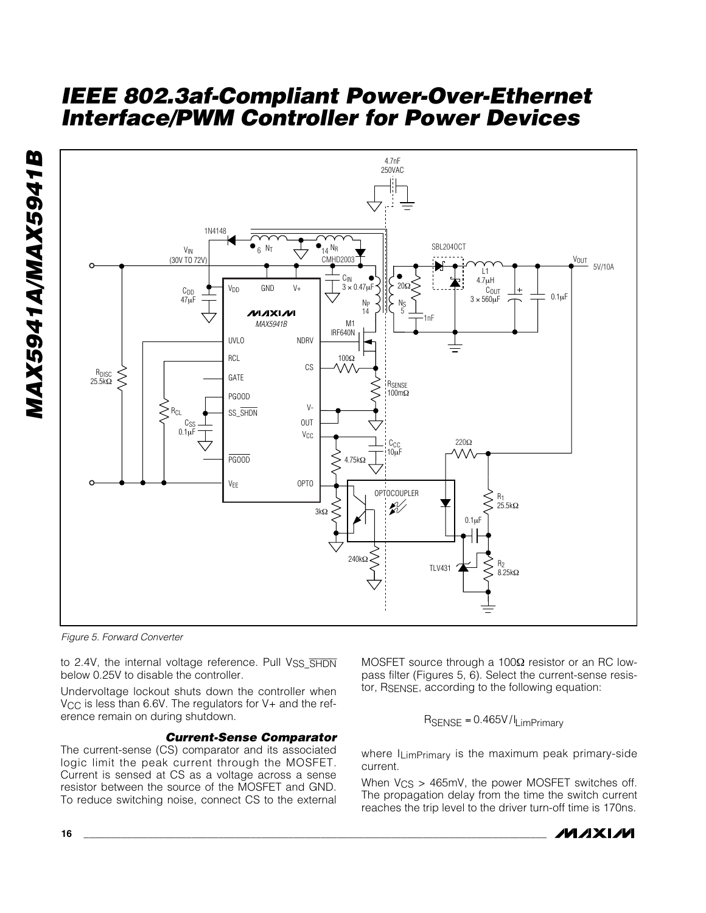Figure 5. Forward Converter

to 2.4V, the internal voltage reference. Pull $V_{SS\_\overline{SHDN}}$ below 0.25V to disable the controller.

Undervoltage lockout shuts down the controller when $V_{CC}$ is less than 6.6V. The regulators for V+ and the reference remain on during shutdown.

### Current-Sense Comparator

The current-sense (CS) comparator and its associated logic limit the peak current through the MOSFET. Current is sensed at CS as a voltage across a sense resistor between the source of the MOSFET and GND. To reduce switching noise, connect CS to the external MOSFET source through a 100Ω resistor or an RC lowpass filter (Figures 5, 6). Select the current-sense resistor, $R_{SENSE}$, according to the following equation:

$$R_{SENSE} = 0.465V / I_{LimPrimary}$$

where $I_{LimPrimary}$ is the maximum peak primary-side current.

When $V_{CS}$ > 465mV, the power MOSFET switches off. The propagation delay from the time the switch current reaches the trip level to the driver turn-off time is 170ns.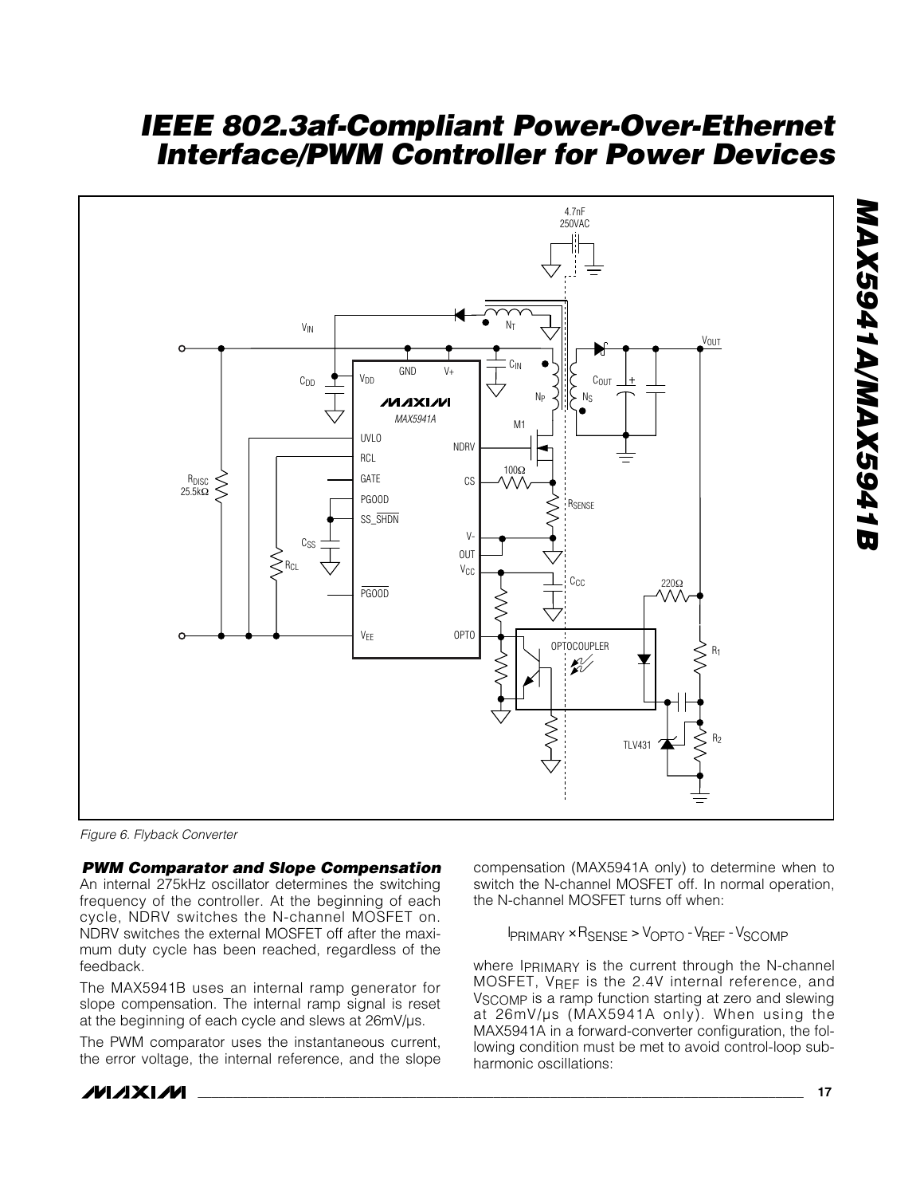Figure 6. Flyback Converter

### PWM Comparator and Slope Compensation

An internal 275kHz oscillator determines the switching frequency of the controller. At the beginning of each cycle, NDRV switches the N-channel MOSFET on. NDRV switches the external MOSFET off after the maximum duty cycle has been reached, regardless of the feedback.

The MAX5941B uses an internal ramp generator for slope compensation. The internal ramp signal is reset at the beginning of each cycle and slews at 26mV/µs.

The PWM comparator uses the instantaneous current, the error voltage, the internal reference, and the slope compensation (MAX5941A only) to determine when to switch the N-channel MOSFET off. In normal operation, the N-channel MOSFET turns off when:

$$I_{PRIMARY} \times R_{SENSE} > V_{OPTO} - V_{REF} - V_{SCOMP}$$

where $I_{PRIMARY}$ is the current through the N-channel MOSFET, $V_{REF}$ is the 2.4V internal reference, and $V_{SCOMP}$ is a ramp function starting at zero and slewing at 26mV/µs (MAX5941A only). When using the MAX5941A in a forward-converter configuration, the following condition must be met to avoid control-loop subharmonic oscillations: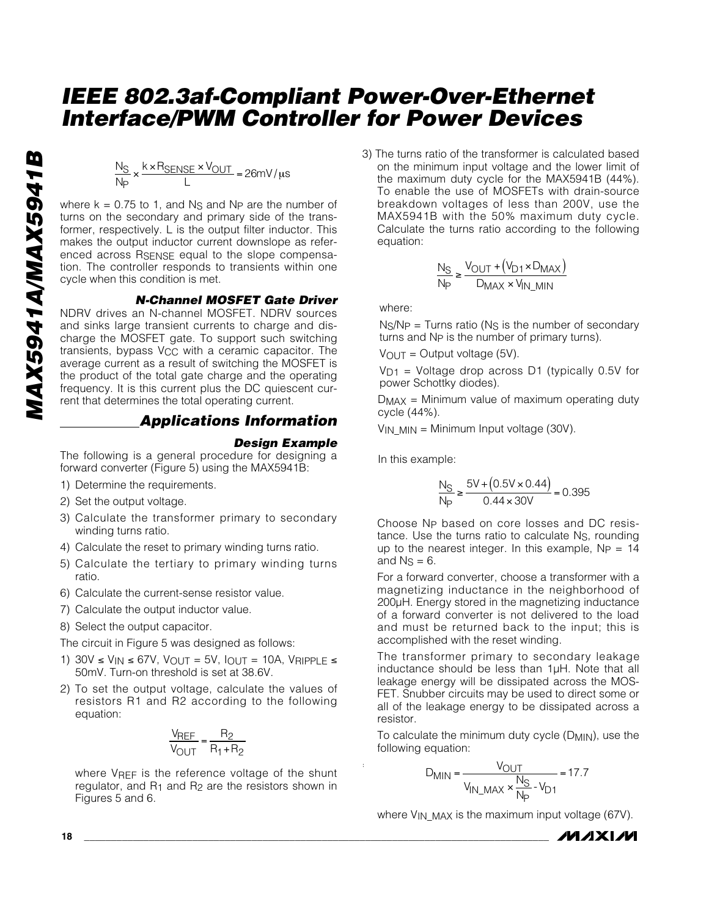$$\frac{N_S}{N_P} \times \frac{k \times R_{SENSE} \times V_{OUT}}{L} = 26mV/\mu s$$

where k = 0.75 to 1, and $N_S$ and $N_P$ are the number of turns on the secondary and primary side of the transformer, respectively. L is the output filter inductor. This makes the output inductor current downslope as referenced across $R_{SENSE}$ equal to the slope compensation. The controller responds to transients within one cycle when this condition is met.

### N-Channel MOSFET Gate Driver

NDRV drives an N-channel MOSFET. NDRV sources and sinks large transient currents to charge and discharge the MOSFET gate. To support such switching transients, bypass $V_{CC}$ with a ceramic capacitor. The average current as a result of switching the MOSFET is the product of the total gate charge and the operating frequency. It is this current plus the DC quiescent current that determines the total operating current.

## Applications Information

### Design Example

The following is a general procedure for designing a forward converter (Figure 5) using the MAX5941B:

1) Determine the requirements.
2) Set the output voltage.
3) Calculate the transformer primary to secondary winding turns ratio.
4) Calculate the reset to primary winding turns ratio.
5) Calculate the tertiary to primary winding turns ratio.
6) Calculate the current-sense resistor value.
7) Calculate the output inductor value.
8) Select the output capacitor.

The circuit in Figure 5 was designed as follows:

1) $30V \le V_{IN} \le 67V$, $V_{OUT} = 5V$, $I_{OUT} = 10A$, $V_{RIPPLE} \le 50mV$. Turn-on threshold is set at 38.6V.
2) To set the output voltage, calculate the values of resistors R1 and R2 according to the following equation:

$$\frac{V_{REF}}{V_{OUT}} = \frac{R_2}{R_1 + R_2}$$

where $V_{REF}$ is the reference voltage of the shunt regulator, and $R_1$ and $R_2$ are the resistors shown in Figures 5 and 6.

3) The turns ratio of the transformer is calculated based on the minimum input voltage and the lower limit of the maximum duty cycle for the MAX5941B (44%). To enable the use of MOSFETs with drain-source breakdown voltages of less than 200V, use the MAX5941B with the 50% maximum duty cycle. Calculate the turns ratio according to the following equation:

$$\frac{N_S}{N_P} \ge \frac{V_{OUT} + (V_{D1} \times D_{MAX})}{D_{MAX} \times V_{IN\_MIN}}$$

where:

$N_S/N_P$ = Turns ratio ($N_S$ is the number of secondary turns and $N_P$ is the number of primary turns).

$V_{OUT}$ = Output voltage (5V).

$V_{D1}$ = Voltage drop across D1 (typically 0.5V for power Schottky diodes).

$D_{MAX}$ = Minimum value of maximum operating duty cycle (44%).

$V_{IN\_MIN}$ = Minimum Input voltage (30V).

In this example:

$$\frac{N_S}{N_P} \ge \frac{5V + (0.5V \times 0.44)}{0.44 \times 30V} = 0.395$$

Choose $N_P$ based on core losses and DC resistance. Use the turns ratio to calculate $N_S$, rounding up to the nearest integer. In this example, $N_P$ = 14 and $N_S$ = 6.

For a forward converter, choose a transformer with a magnetizing inductance in the neighborhood of 200µH. Energy stored in the magnetizing inductance of a forward converter is not delivered to the load and must be returned back to the input; this is accomplished with the reset winding.

The transformer primary to secondary leakage inductance should be less than 1µH. Note that all leakage energy will be dissipated across the MOSFET. Snubber circuits may be used to direct some or all of the leakage energy to be dissipated across a resistor.

To calculate the minimum duty cycle ($D_{MIN}$), use the following equation:

$$D_{MIN} = \frac{V_{OUT}}{V_{IN\_MAX} \times \frac{N_S}{N_P} - V_{D1}} = 17.7$$

where $V_{IN\_MAX}$ is the maximum input voltage (67V).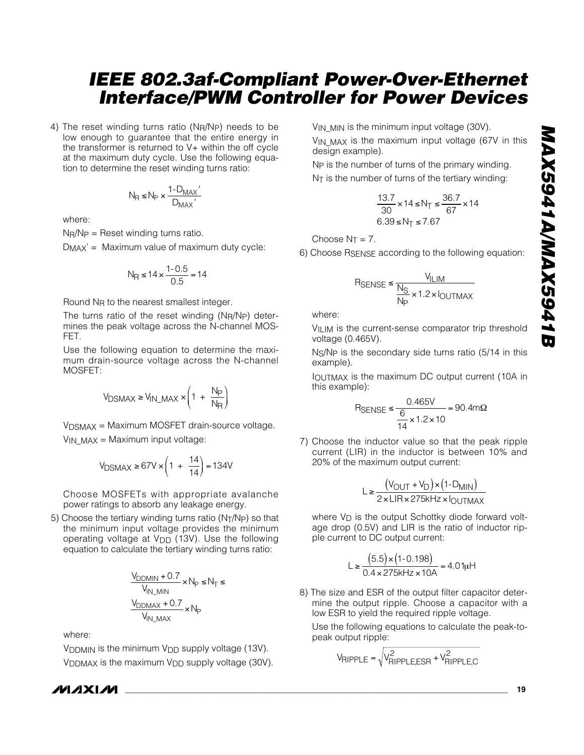4) The reset winding turns ratio ($N_R/N_P$) needs to be low enough to guarantee that the entire energy in the transformer is returned to V+ within the off cycle at the maximum duty cycle. Use the following equation to determine the reset winding turns ratio:

$$N_R \leq N_P \times \frac{1\text{-}D_{MAX}'}{D_{MAX}'}$$

where:

$N_R/N_P$ = Reset winding turns ratio.

$D_{MAX}'$ = Maximum value of maximum duty cycle:

$$N_R \leq 14 \times \frac{1-0.5}{0.5} = 14$$

Round $N_R$ to the nearest smallest integer.

The turns ratio of the reset winding ($N_R/N_P$) determines the peak voltage across the N-channel MOSFET.

Use the following equation to determine the maximum drain-source voltage across the N-channel MOSFET:

$$V_{DSMAX} \geq V_{IN\_MAX} \times \left(1 + \frac{N_P}{N_R}\right)$$

$V_{DSMAX}$ = Maximum MOSFET drain-source voltage.

$V_{IN\_MAX}$ = Maximum input voltage:

$$V_{DSMAX} \geq 67V \times \left(1 + \frac{14}{14}\right) = 134V$$

Choose MOSFETs with appropriate avalanche power ratings to absorb any leakage energy.

5) Choose the tertiary winding turns ratio ($N_T/N_P$) so that the minimum input voltage provides the minimum operating voltage at $V_{DD}$ (13V). Use the following equation to calculate the tertiary winding turns ratio:

$$\frac{V_{DDMIN} + 0.7}{V_{IN\_MIN}} \times N_P \leq N_T \leq \frac{V_{DDMAX} + 0.7}{V_{IN\_MAX}} \times N_P$$

where:

$V_{DDMIN}$ is the minimum $V_{DD}$ supply voltage (13V).

$V_{DDMAX}$ is the maximum $V_{DD}$ supply voltage (30V).

$V_{IN\_MIN}$ is the minimum input voltage (30V).

$V_{IN\_MAX}$ is the maximum input voltage (67V in this design example).

$N_P$ is the number of turns of the primary winding.

$N_T$ is the number of turns of the tertiary winding:

$$\frac{13.7}{30} \times 14 \leq N_T \leq \frac{36.7}{67} \times 14$$
$$6.39 \leq N_T \leq 7.67$$

Choose $N_T = 7$.

6) Choose $R_{SENSE}$ according to the following equation:

$$R_{SENSE} \leq \frac{V_{ILIM}}{\frac{N_S}{N_P} \times 1.2 \times I_{OUTMAX}}$$

where:

$V_{ILIM}$ is the current-sense comparator trip threshold voltage (0.465V).

$N_S/N_P$ is the secondary side turns ratio (5/14 in this example).

$I_{OUTMAX}$ is the maximum DC output current (10A in this example):

$$R_{SENSE} \leq \frac{0.465V}{\frac{6}{14} \times 1.2 \times 10} = 90.4m\Omega$$

7) Choose the inductor value so that the peak ripple current (LIR) in the inductor is between 10% and 20% of the maximum output current:

$$L \geq \frac{\left(V_{OUT} + V_D\right) \times \left(1\text{-}D_{MIN}\right)}{2 \times LIR \times 275kHz \times I_{OUTMAX}}$$

where $V_D$ is the output Schottky diode forward voltage drop (0.5V) and LIR is the ratio of inductor ripple current to DC output current:

$$L \geq \frac{\left(5.5\right) \times \left(1-0.198\right)}{0.4 \times 275kHz \times 10A} = 4.01\mu H$$

8) The size and ESR of the output filter capacitor determine the output ripple. Choose a capacitor with a low ESR to yield the required ripple voltage.

Use the following equations to calculate the peak-to-peak output ripple:

$$V_{RIPPLE} = \sqrt{V_{RIPPLE,ESR}^2 + V_{RIPPLE,C}^2}$$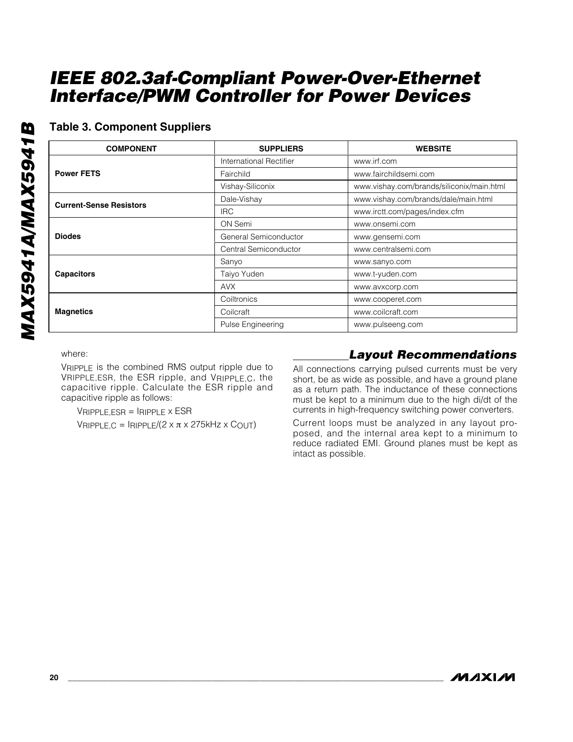## Table 3. Component Suppliers

| COMPONENT | SUPPLIERS | WEBSITE |
|---|---|---|
| **Power FETS** | International Rectifier | www.irf.com |
| | Fairchild | www.fairchildsemi.com |
| | Vishay-Siliconix | www.vishay.com/brands/siliconix/main.html |
| **Current-Sense Resistors** | Dale-Vishay | www.vishay.com/brands/dale/main.html |
| | IRC | www.irctt.com/pages/index.cfm |
| **Diodes** | ON Semi | www.onsemi.com |
| | General Semiconductor | www.gensemi.com |
| | Central Semiconductor | www.centralsemi.com |
| **Capacitors** | Sanyo | www.sanyo.com |
| | Taiyo Yuden | www.t-yuden.com |
| | AVX | www.avxcorp.com |
| **Magnetics** | Coiltronics | www.cooperet.com |
| | Coilcraft | www.coilcraft.com |
| | Pulse Engineering | www.pulseeng.com |

where:

$V_{RIPPLE}$ is the combined RMS output ripple due to $V_{RIPPLE,ESR}$, the ESR ripple, and $V_{RIPPLE,C}$, the capacitive ripple. Calculate the ESR ripple and capacitive ripple as follows:

$$V_{RIPPLE,ESR} = I_{RIPPLE} \times ESR$$

$$V_{RIPPLE,C} = I_{RIPPLE}/(2 \times \pi \times 275kHz \times C_{OUT})$$

## Layout Recommendations

All connections carrying pulsed currents must be very short, be as wide as possible, and have a ground plane as a return path. The inductance of these connections must be kept to a minimum due to the high di/dt of the currents in high-frequency switching power converters.

Current loops must be analyzed in any layout proposed, and the internal area kept to a minimum to reduce radiated EMI. Ground planes must be kept as intact as possible.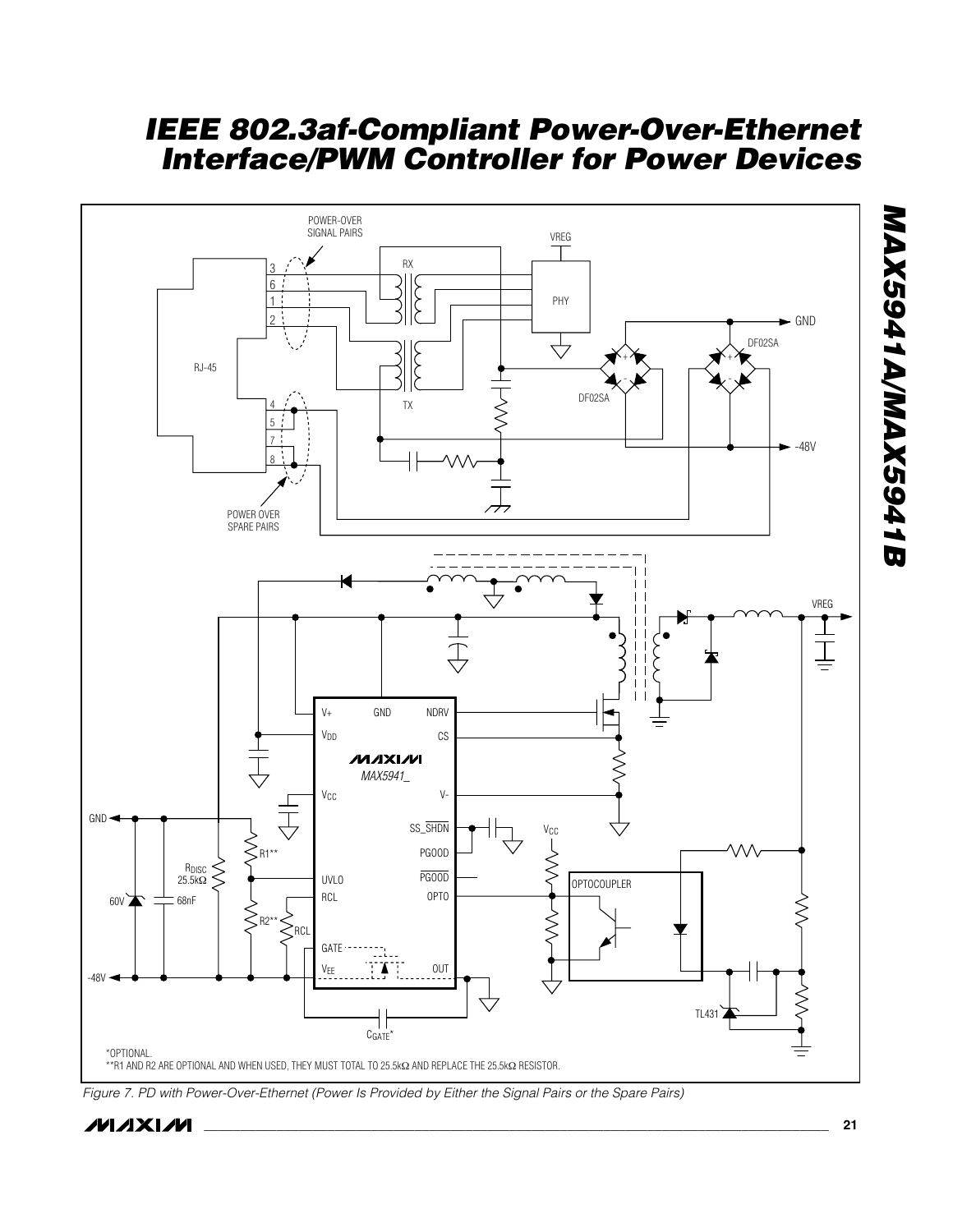POWER-OVER SIGNAL PAIRS

VREG

RX

3
6
1
2

PHY

GND

DF02SA

RJ-45

DF02SA

TX

4
5
7
8

-48V

POWER OVER SPARE PAIRS

VREG

V+
GND
NDRV
$V_{DD}$
CS

MAX5941_

$V_{CC}$
V-

GND

SS_SHDN
$V_{CC}$

PGOOD

R1**

$R_{DISC}$ 25.5kΩ

UVLO
PGOOD
OPTOCOUPLER

60V
68nF

RCL
OPTO

R2**
RCL

GATE

-48V

$V_{EE}$
OUT

TL431

$C_{GATE}$*

*OPTIONAL.
**R1 AND R2 ARE OPTIONAL AND WHEN USED, THEY MUST TOTAL TO 25.5kΩ AND REPLACE THE 25.5kΩ RESISTOR.

*Figure 7. PD with Power-Over-Ethernet (Power Is Provided by Either the Signal Pairs or the Spare Pairs)*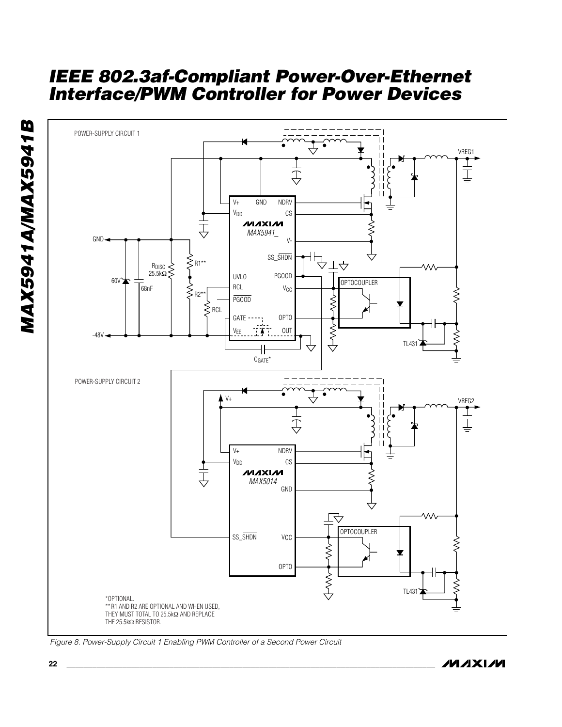Figure 8. Power-Supply Circuit 1 Enabling PWM Controller of a Second Power Circuit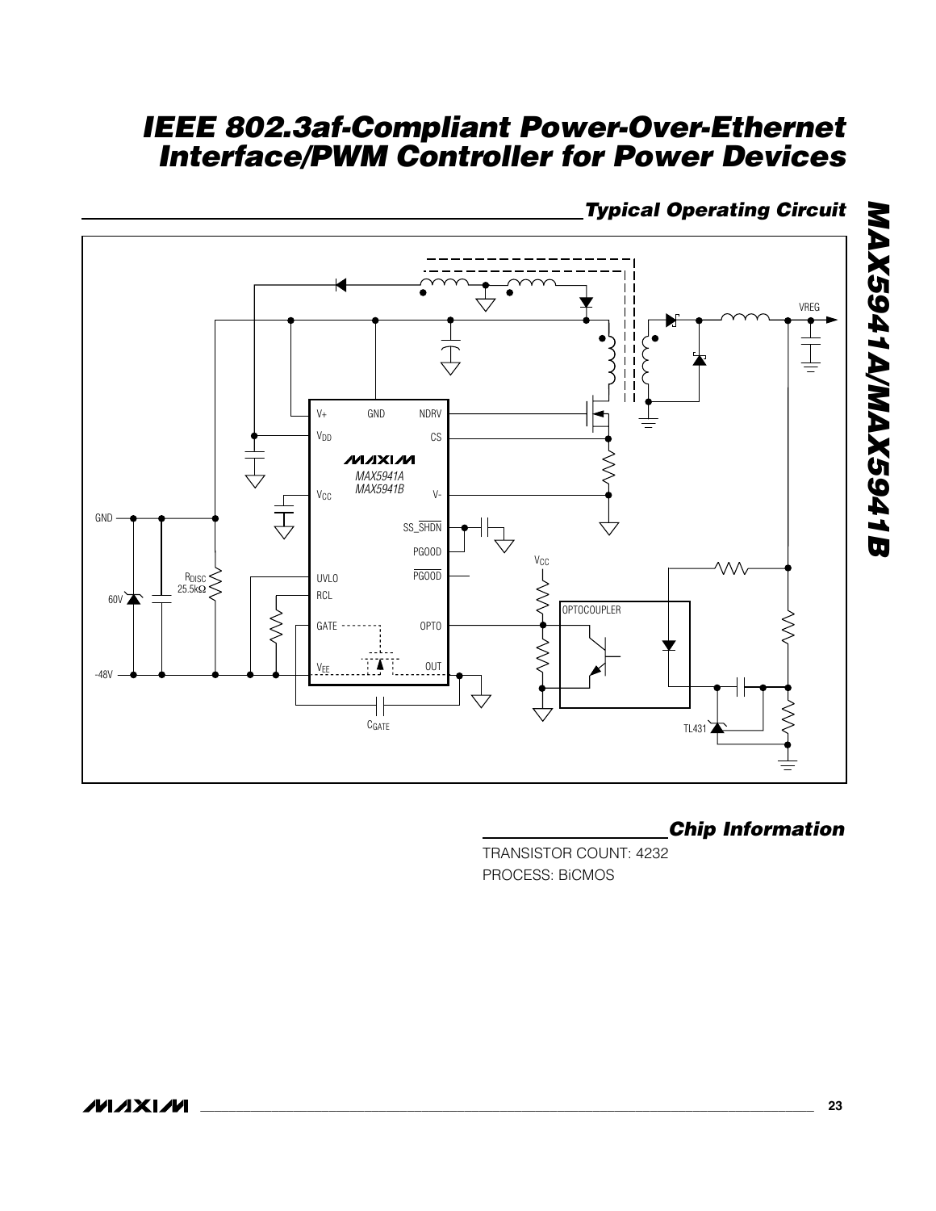## Typical Operating Circuit

VREG

V+
GND
NDRV
$V_{DD}$
CS
MAXIM
MAX5941A
MAX5941B
$V_{CC}$
V-
SS_SHDN
PGOOD
PGOOD
UVLO
RCL
GATE
OPTO
$V_{EE}$
OUT
GND
60V
$R_{DISC}$
25.5kΩ
-48V
$C_{GATE}$
$V_{CC}$
OPTOCOUPLER
TL431

## Chip Information

TRANSISTOR COUNT: 4232

PROCESS: BiCMOS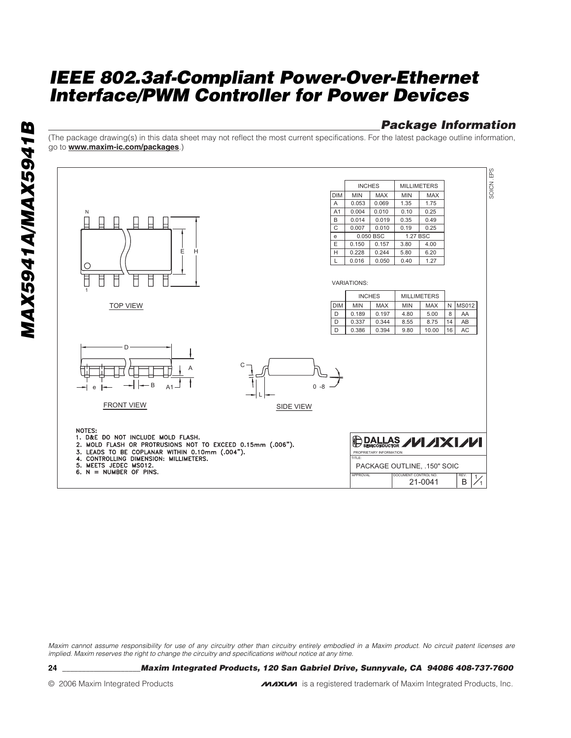## Package Information

(The package drawing(s) in this data sheet may not reflect the most current specifications. For the latest package outline information, go to **www.maxim-ic.com/packages**.)

| | INCHES | | MILLIMETERS | |
|---|---|---|---|---|
| DIM | MIN | MAX | MIN | MAX |
| A | 0.053 | 0.069 | 1.35 | 1.75 |
| A1 | 0.004 | 0.010 | 0.10 | 0.25 |
| B | 0.014 | 0.019 | 0.35 | 0.49 |
| C | 0.007 | 0.010 | 0.19 | 0.25 |
| e | 0.050 BSC | | 1.27 BSC | |
| E | 0.150 | 0.157 | 3.80 | 4.00 |
| H | 0.228 | 0.244 | 5.80 | 6.20 |
| L | 0.016 | 0.050 | 0.40 | 1.27 |

VARIATIONS:

| | INCHES | | MILLIMETERS | | | |
|---|---|---|---|---|---|---|
| DIM | MIN | MAX | MIN | MAX | N | MS012 |
| D | 0.189 | 0.197 | 4.80 | 5.00 | 8 | AA |
| D | 0.337 | 0.344 | 8.55 | 8.75 | 14 | AB |
| D | 0.386 | 0.394 | 9.80 | 10.00 | 16 | AC |

TOP VIEW

FRONT VIEW

SIDE VIEW

NOTES:
1. D&E DO NOT INCLUDE MOLD FLASH.
2. MOLD FLASH OR PROTRUSIONS NOT TO EXCEED 0.15mm (.006").
3. LEADS TO BE COPLANAR WITHIN 0.10mm (.004").
4. CONTROLLING DIMENSION: MILLIMETERS.
5. MEETS JEDEC MS012.
6. N = NUMBER OF PINS.

PROPRIETARY INFORMATION

TITLE: PACKAGE OUTLINE, .150" SOIC

DOCUMENT CONTROL NO. 21-0041 REV. B 1/1

Maxim cannot assume responsibility for use of any circuitry other than circuitry entirely embodied in a Maxim product. No circuit patent licenses are implied. Maxim reserves the right to change the circuitry and specifications without notice at any time.

**Maxim Integrated Products, 120 San Gabriel Drive, Sunnyvale, CA 94086 408-737-7600**

© 2006 Maxim Integrated Products

MAXIM is a registered trademark of Maxim Integrated Products, Inc.